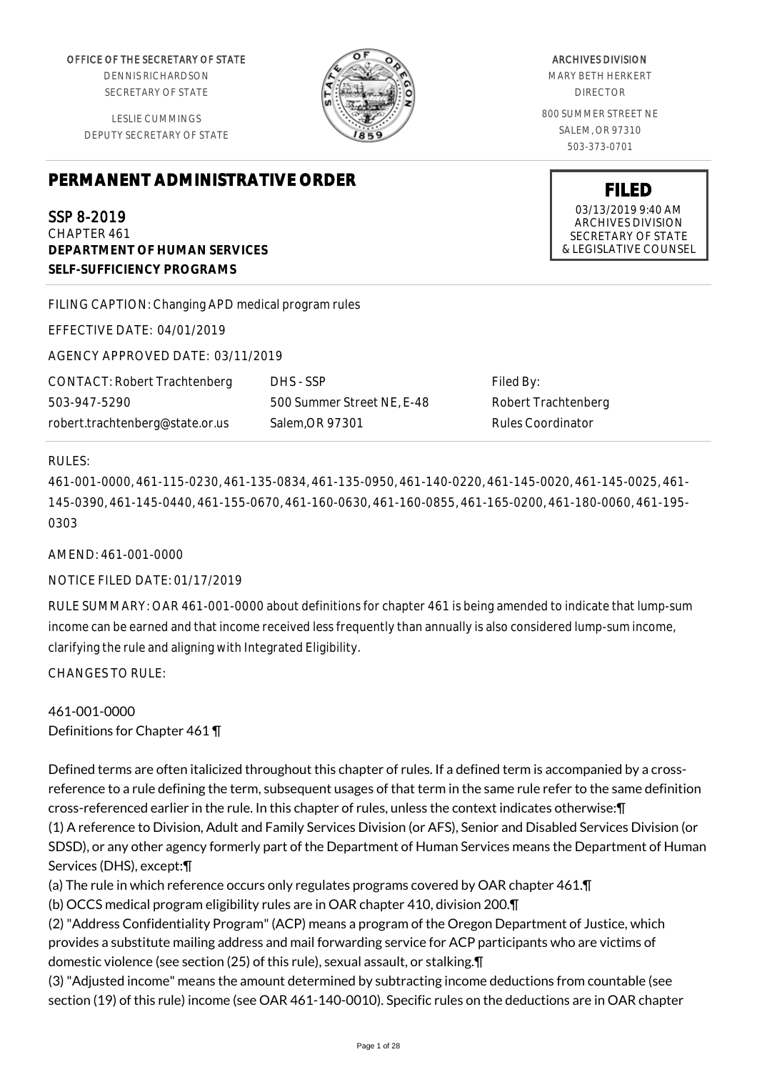OFFICE OF THE SECRETARY OF STATE
DENNIS RICHARDSON
SECRETARY OF STATE

LESLIE CUMMINGS
DEPUTY SECRETARY OF STATE

ARCHIVES DIVISION
MARY BETH HERKERT
DIRECTOR

800 SUMMER STREET NE
SALEM, OR 97310
503-373-0701

**FILED**
03/13/2019 9:40 AM
ARCHIVES DIVISION
SECRETARY OF STATE
& LEGISLATIVE COUNSEL

# PERMANENT ADMINISTRATIVE ORDER

## SSP 8-2019
CHAPTER 461
**DEPARTMENT OF HUMAN SERVICES**
**SELF-SUFFICIENCY PROGRAMS**

FILING CAPTION: Changing APD medical program rules

EFFECTIVE DATE: 04/01/2019

AGENCY APPROVED DATE: 03/11/2019

| CONTACT: Robert Trachtenberg | DHS - SSP | Filed By: |
|---|---|---|
| 503-947-5290 | 500 Summer Street NE, E-48 | Robert Trachtenberg |
| robert.trachtenberg@state.or.us | Salem,OR 97301 | Rules Coordinator |

RULES:

461-001-0000, 461-115-0230, 461-135-0834, 461-135-0950, 461-140-0220, 461-145-0020, 461-145-0025, 461-145-0390, 461-145-0440, 461-155-0670, 461-160-0630, 461-160-0855, 461-165-0200, 461-180-0060, 461-195-0303

AMEND: 461-001-0000

NOTICE FILED DATE: 01/17/2019

RULE SUMMARY: OAR 461-001-0000 about definitions for chapter 461 is being amended to indicate that lump-sum income can be earned and that income received less frequently than annually is also considered lump-sum income, clarifying the rule and aligning with Integrated Eligibility.

CHANGES TO RULE:

461-001-0000
Definitions for Chapter 461 ¶

Defined terms are often italicized throughout this chapter of rules. If a defined term is accompanied by a cross-reference to a rule defining the term, subsequent usages of that term in the same rule refer to the same definition cross-referenced earlier in the rule. In this chapter of rules, unless the context indicates otherwise:¶
(1) A reference to Division, Adult and Family Services Division (or AFS), Senior and Disabled Services Division (or SDSD), or any other agency formerly part of the Department of Human Services means the Department of Human Services (DHS), except:¶
(a) The rule in which reference occurs only regulates programs covered by OAR chapter 461.¶
(b) OCCS medical program eligibility rules are in OAR chapter 410, division 200.¶
(2) "Address Confidentiality Program" (ACP) means a program of the Oregon Department of Justice, which provides a substitute mailing address and mail forwarding service for ACP participants who are victims of domestic violence (see section (25) of this rule), sexual assault, or stalking.¶
(3) "Adjusted income" means the amount determined by subtracting income deductions from countable (see section (19) of this rule) income (see OAR 461-140-0010). Specific rules on the deductions are in OAR chapter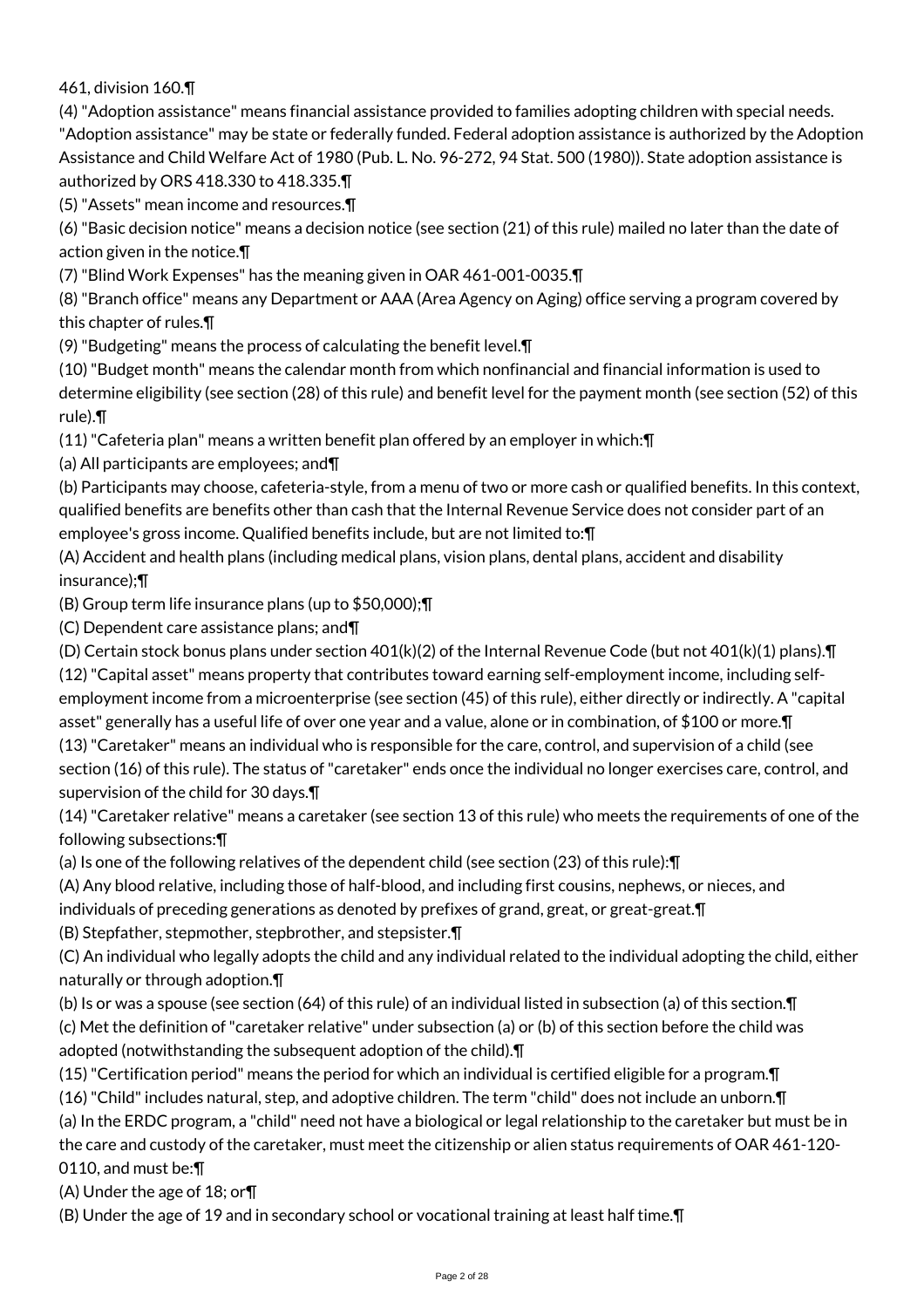461, division 160.¶

(4) "Adoption assistance" means financial assistance provided to families adopting children with special needs. "Adoption assistance" may be state or federally funded. Federal adoption assistance is authorized by the Adoption Assistance and Child Welfare Act of 1980 (Pub. L. No. 96-272, 94 Stat. 500 (1980)). State adoption assistance is authorized by ORS 418.330 to 418.335.¶

(5) "Assets" mean income and resources.¶

(6) "Basic decision notice" means a decision notice (see section (21) of this rule) mailed no later than the date of action given in the notice.¶

(7) "Blind Work Expenses" has the meaning given in OAR 461-001-0035.¶

(8) "Branch office" means any Department or AAA (Area Agency on Aging) office serving a program covered by this chapter of rules.¶

(9) "Budgeting" means the process of calculating the benefit level.¶

(10) "Budget month" means the calendar month from which nonfinancial and financial information is used to determine eligibility (see section (28) of this rule) and benefit level for the payment month (see section (52) of this rule).¶

(11) "Cafeteria plan" means a written benefit plan offered by an employer in which:¶

(a) All participants are employees; and¶

(b) Participants may choose, cafeteria-style, from a menu of two or more cash or qualified benefits. In this context, qualified benefits are benefits other than cash that the Internal Revenue Service does not consider part of an employee's gross income. Qualified benefits include, but are not limited to:¶

(A) Accident and health plans (including medical plans, vision plans, dental plans, accident and disability insurance);¶

(B) Group term life insurance plans (up to $50,000);¶

(C) Dependent care assistance plans; and¶

(D) Certain stock bonus plans under section 401(k)(2) of the Internal Revenue Code (but not 401(k)(1) plans).¶

(12) "Capital asset" means property that contributes toward earning self-employment income, including self-employment income from a microenterprise (see section (45) of this rule), either directly or indirectly. A "capital asset" generally has a useful life of over one year and a value, alone or in combination, of $100 or more.¶

(13) "Caretaker" means an individual who is responsible for the care, control, and supervision of a child (see section (16) of this rule). The status of "caretaker" ends once the individual no longer exercises care, control, and supervision of the child for 30 days.¶

(14) "Caretaker relative" means a caretaker (see section 13 of this rule) who meets the requirements of one of the following subsections:¶

(a) Is one of the following relatives of the dependent child (see section (23) of this rule):¶

(A) Any blood relative, including those of half-blood, and including first cousins, nephews, or nieces, and individuals of preceding generations as denoted by prefixes of grand, great, or great-great.¶

(B) Stepfather, stepmother, stepbrother, and stepsister.¶

(C) An individual who legally adopts the child and any individual related to the individual adopting the child, either naturally or through adoption.¶

(b) Is or was a spouse (see section (64) of this rule) of an individual listed in subsection (a) of this section.¶

(c) Met the definition of "caretaker relative" under subsection (a) or (b) of this section before the child was adopted (notwithstanding the subsequent adoption of the child).¶

(15) "Certification period" means the period for which an individual is certified eligible for a program.¶

(16) "Child" includes natural, step, and adoptive children. The term "child" does not include an unborn.¶

(a) In the ERDC program, a "child" need not have a biological or legal relationship to the caretaker but must be in the care and custody of the caretaker, must meet the citizenship or alien status requirements of OAR 461-120-0110, and must be:¶

(A) Under the age of 18; or¶

(B) Under the age of 19 and in secondary school or vocational training at least half time.¶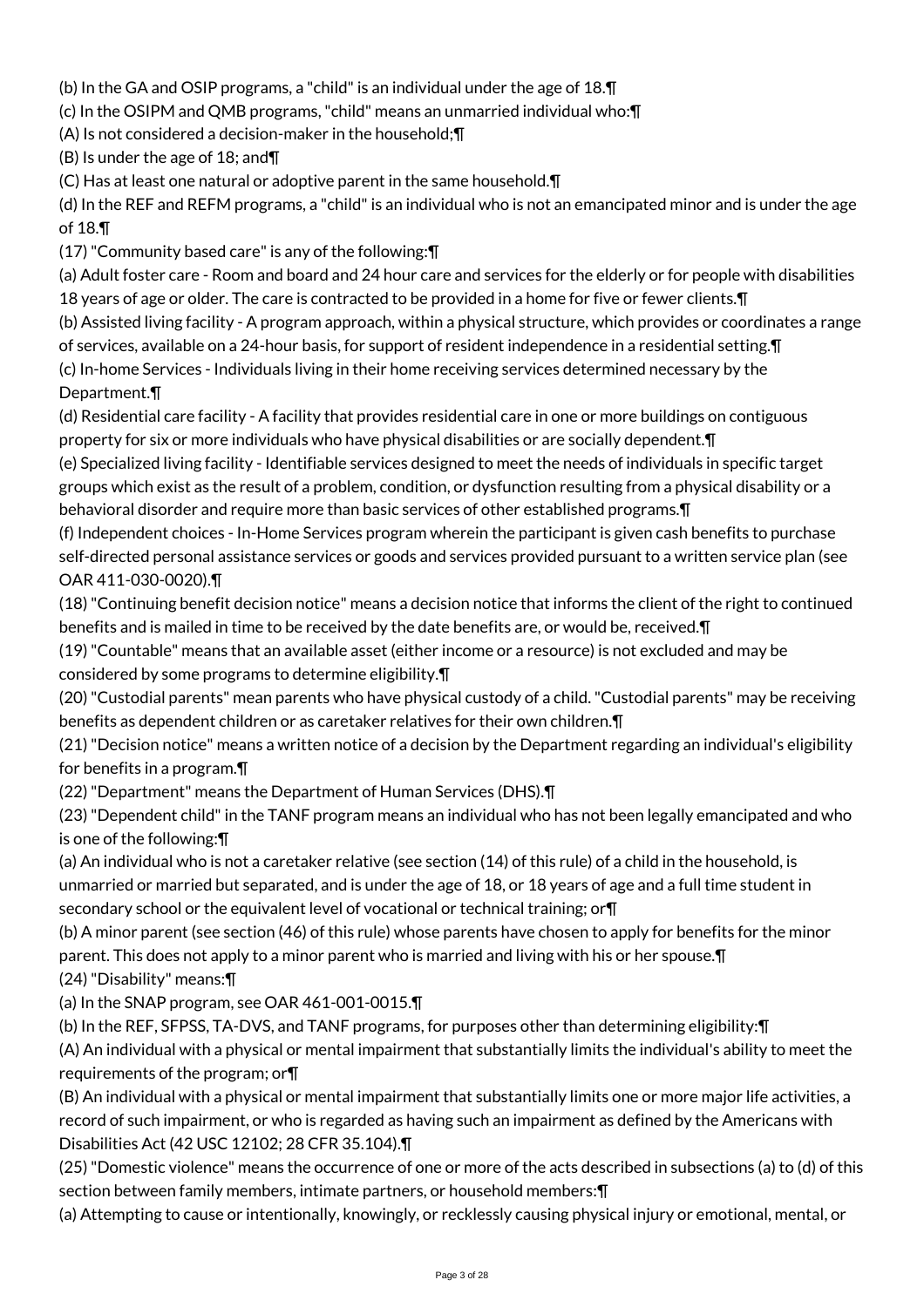(b) In the GA and OSIP programs, a "child" is an individual under the age of 18.¶

(c) In the OSIPM and QMB programs, "child" means an unmarried individual who:¶

(A) Is not considered a decision-maker in the household;¶

(B) Is under the age of 18; and¶

(C) Has at least one natural or adoptive parent in the same household.¶

(d) In the REF and REFM programs, a "child" is an individual who is not an emancipated minor and is under the age of 18.¶

(17) "Community based care" is any of the following:¶

(a) Adult foster care - Room and board and 24 hour care and services for the elderly or for people with disabilities 18 years of age or older. The care is contracted to be provided in a home for five or fewer clients.¶

(b) Assisted living facility - A program approach, within a physical structure, which provides or coordinates a range of services, available on a 24-hour basis, for support of resident independence in a residential setting.¶

(c) In-home Services - Individuals living in their home receiving services determined necessary by the Department.¶

(d) Residential care facility - A facility that provides residential care in one or more buildings on contiguous property for six or more individuals who have physical disabilities or are socially dependent.¶

(e) Specialized living facility - Identifiable services designed to meet the needs of individuals in specific target groups which exist as the result of a problem, condition, or dysfunction resulting from a physical disability or a behavioral disorder and require more than basic services of other established programs.¶

(f) Independent choices - In-Home Services program wherein the participant is given cash benefits to purchase self-directed personal assistance services or goods and services provided pursuant to a written service plan (see OAR 411-030-0020).¶

(18) "Continuing benefit decision notice" means a decision notice that informs the client of the right to continued benefits and is mailed in time to be received by the date benefits are, or would be, received.¶

(19) "Countable" means that an available asset (either income or a resource) is not excluded and may be considered by some programs to determine eligibility.¶

(20) "Custodial parents" mean parents who have physical custody of a child. "Custodial parents" may be receiving benefits as dependent children or as caretaker relatives for their own children.¶

(21) "Decision notice" means a written notice of a decision by the Department regarding an individual's eligibility for benefits in a program.¶

(22) "Department" means the Department of Human Services (DHS).¶

(23) "Dependent child" in the TANF program means an individual who has not been legally emancipated and who is one of the following:¶

(a) An individual who is not a caretaker relative (see section (14) of this rule) of a child in the household, is unmarried or married but separated, and is under the age of 18, or 18 years of age and a full time student in secondary school or the equivalent level of vocational or technical training; or¶

(b) A minor parent (see section (46) of this rule) whose parents have chosen to apply for benefits for the minor parent. This does not apply to a minor parent who is married and living with his or her spouse.¶

(24) "Disability" means:¶

(a) In the SNAP program, see OAR 461-001-0015.¶

(b) In the REF, SFPSS, TA-DVS, and TANF programs, for purposes other than determining eligibility:¶

(A) An individual with a physical or mental impairment that substantially limits the individual's ability to meet the requirements of the program; or¶

(B) An individual with a physical or mental impairment that substantially limits one or more major life activities, a record of such impairment, or who is regarded as having such an impairment as defined by the Americans with Disabilities Act (42 USC 12102; 28 CFR 35.104).¶

(25) "Domestic violence" means the occurrence of one or more of the acts described in subsections (a) to (d) of this section between family members, intimate partners, or household members:¶

(a) Attempting to cause or intentionally, knowingly, or recklessly causing physical injury or emotional, mental, or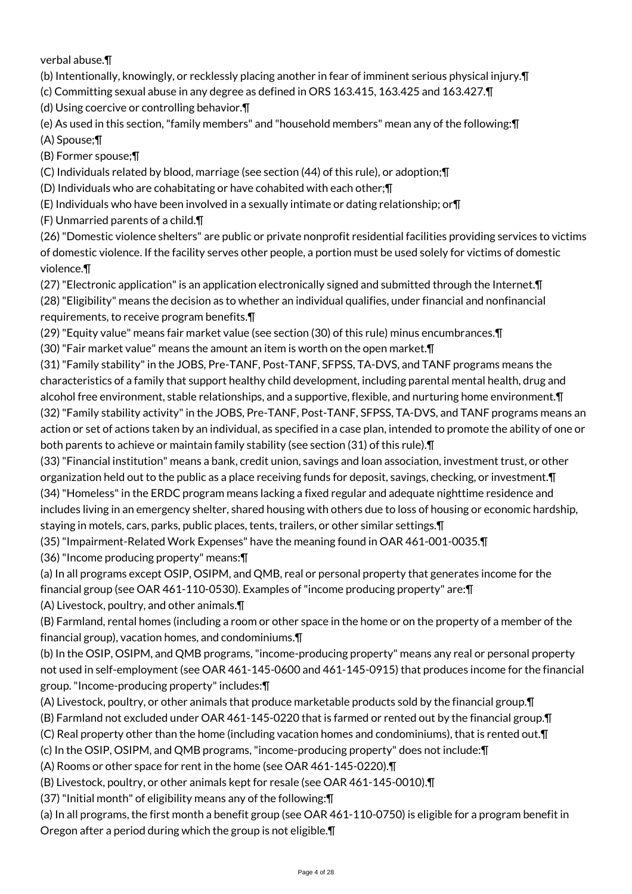verbal abuse.¶

(b) Intentionally, knowingly, or recklessly placing another in fear of imminent serious physical injury.¶

(c) Committing sexual abuse in any degree as defined in ORS 163.415, 163.425 and 163.427.¶

(d) Using coercive or controlling behavior.¶

(e) As used in this section, "family members" and "household members" mean any of the following:¶

(A) Spouse;¶

(B) Former spouse;¶

(C) Individuals related by blood, marriage (see section (44) of this rule), or adoption;¶

(D) Individuals who are cohabitating or have cohabited with each other;¶

(E) Individuals who have been involved in a sexually intimate or dating relationship; or¶

(F) Unmarried parents of a child.¶

(26) "Domestic violence shelters" are public or private nonprofit residential facilities providing services to victims of domestic violence. If the facility serves other people, a portion must be used solely for victims of domestic violence.¶

(27) "Electronic application" is an application electronically signed and submitted through the Internet.¶

(28) "Eligibility" means the decision as to whether an individual qualifies, under financial and nonfinancial requirements, to receive program benefits.¶

(29) "Equity value" means fair market value (see section (30) of this rule) minus encumbrances.¶

(30) "Fair market value" means the amount an item is worth on the open market.¶

(31) "Family stability" in the JOBS, Pre-TANF, Post-TANF, SFPSS, TA-DVS, and TANF programs means the characteristics of a family that support healthy child development, including parental mental health, drug and alcohol free environment, stable relationships, and a supportive, flexible, and nurturing home environment.¶

(32) "Family stability activity" in the JOBS, Pre-TANF, Post-TANF, SFPSS, TA-DVS, and TANF programs means an action or set of actions taken by an individual, as specified in a case plan, intended to promote the ability of one or both parents to achieve or maintain family stability (see section (31) of this rule).¶

(33) "Financial institution" means a bank, credit union, savings and loan association, investment trust, or other organization held out to the public as a place receiving funds for deposit, savings, checking, or investment.¶

(34) "Homeless" in the ERDC program means lacking a fixed regular and adequate nighttime residence and includes living in an emergency shelter, shared housing with others due to loss of housing or economic hardship, staying in motels, cars, parks, public places, tents, trailers, or other similar settings.¶

(35) "Impairment-Related Work Expenses" have the meaning found in OAR 461-001-0035.¶

(36) "Income producing property" means:¶

(a) In all programs except OSIP, OSIPM, and QMB, real or personal property that generates income for the financial group (see OAR 461-110-0530). Examples of "income producing property" are:¶

(A) Livestock, poultry, and other animals.¶

(B) Farmland, rental homes (including a room or other space in the home or on the property of a member of the financial group), vacation homes, and condominiums.¶

(b) In the OSIP, OSIPM, and QMB programs, "income-producing property" means any real or personal property not used in self-employment (see OAR 461-145-0600 and 461-145-0915) that produces income for the financial group. "Income-producing property" includes:¶

(A) Livestock, poultry, or other animals that produce marketable products sold by the financial group.¶

(B) Farmland not excluded under OAR 461-145-0220 that is farmed or rented out by the financial group.¶

(C) Real property other than the home (including vacation homes and condominiums), that is rented out.¶

(c) In the OSIP, OSIPM, and QMB programs, "income-producing property" does not include:¶

(A) Rooms or other space for rent in the home (see OAR 461-145-0220).¶

(B) Livestock, poultry, or other animals kept for resale (see OAR 461-145-0010).¶

(37) "Initial month" of eligibility means any of the following:¶

(a) In all programs, the first month a benefit group (see OAR 461-110-0750) is eligible for a program benefit in Oregon after a period during which the group is not eligible.¶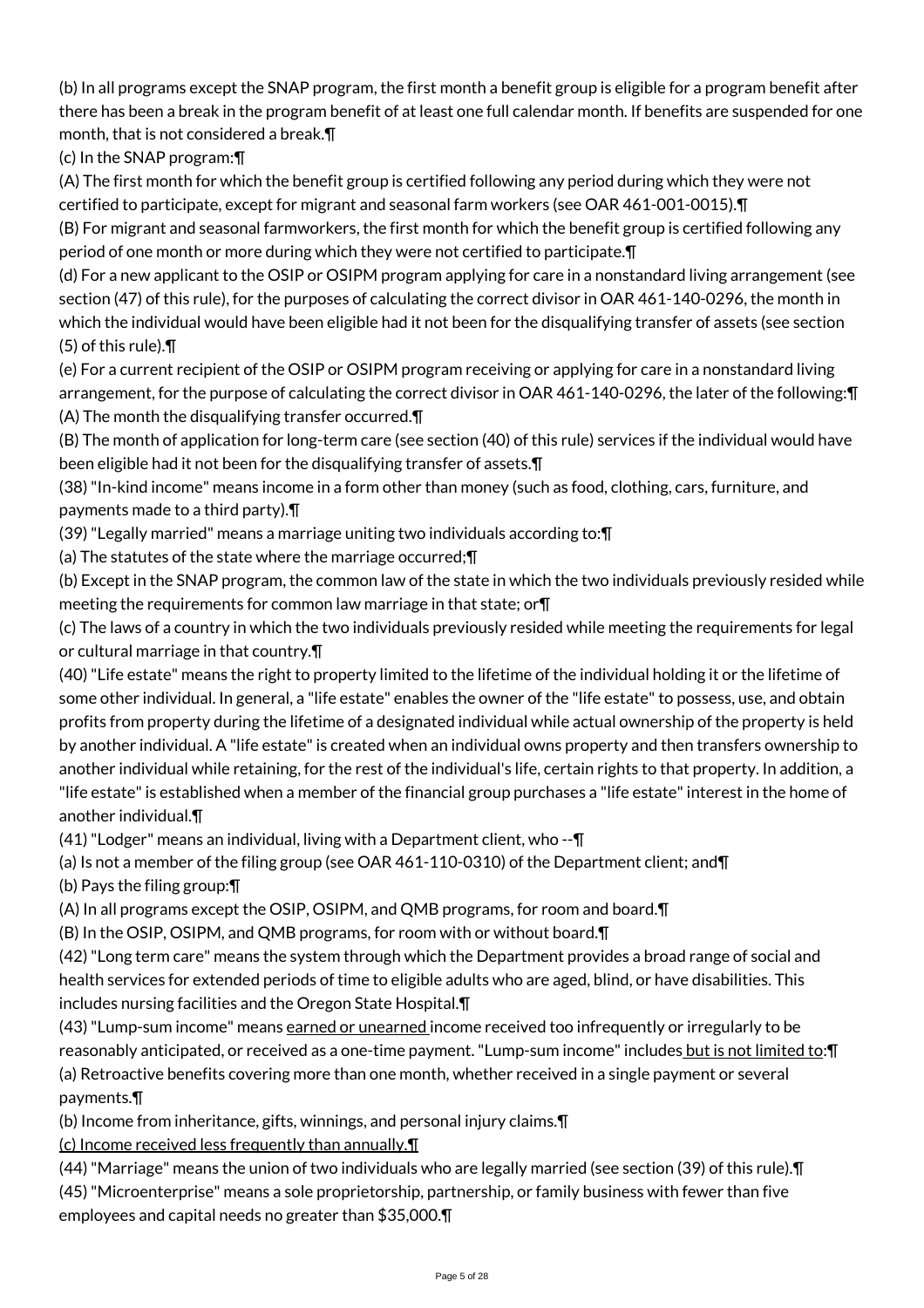(b) In all programs except the SNAP program, the first month a benefit group is eligible for a program benefit after there has been a break in the program benefit of at least one full calendar month. If benefits are suspended for one month, that is not considered a break.¶

(c) In the SNAP program:¶

(A) The first month for which the benefit group is certified following any period during which they were not certified to participate, except for migrant and seasonal farm workers (see OAR 461-001-0015).¶

(B) For migrant and seasonal farmworkers, the first month for which the benefit group is certified following any period of one month or more during which they were not certified to participate.¶

(d) For a new applicant to the OSIP or OSIPM program applying for care in a nonstandard living arrangement (see section (47) of this rule), for the purposes of calculating the correct divisor in OAR 461-140-0296, the month in which the individual would have been eligible had it not been for the disqualifying transfer of assets (see section (5) of this rule).¶

(e) For a current recipient of the OSIP or OSIPM program receiving or applying for care in a nonstandard living arrangement, for the purpose of calculating the correct divisor in OAR 461-140-0296, the later of the following:¶

(A) The month the disqualifying transfer occurred.¶

(B) The month of application for long-term care (see section (40) of this rule) services if the individual would have been eligible had it not been for the disqualifying transfer of assets.¶

(38) "In-kind income" means income in a form other than money (such as food, clothing, cars, furniture, and payments made to a third party).¶

(39) "Legally married" means a marriage uniting two individuals according to:¶

(a) The statutes of the state where the marriage occurred;¶

(b) Except in the SNAP program, the common law of the state in which the two individuals previously resided while meeting the requirements for common law marriage in that state; or¶

(c) The laws of a country in which the two individuals previously resided while meeting the requirements for legal or cultural marriage in that country.¶

(40) "Life estate" means the right to property limited to the lifetime of the individual holding it or the lifetime of some other individual. In general, a "life estate" enables the owner of the "life estate" to possess, use, and obtain profits from property during the lifetime of a designated individual while actual ownership of the property is held by another individual. A "life estate" is created when an individual owns property and then transfers ownership to another individual while retaining, for the rest of the individual's life, certain rights to that property. In addition, a "life estate" is established when a member of the financial group purchases a "life estate" interest in the home of another individual.¶

(41) "Lodger" means an individual, living with a Department client, who --¶

(a) Is not a member of the filing group (see OAR 461-110-0310) of the Department client; and¶

(b) Pays the filing group:¶

(A) In all programs except the OSIP, OSIPM, and QMB programs, for room and board.¶

(B) In the OSIP, OSIPM, and QMB programs, for room with or without board.¶

(42) "Long term care" means the system through which the Department provides a broad range of social and health services for extended periods of time to eligible adults who are aged, blind, or have disabilities. This includes nursing facilities and the Oregon State Hospital.¶

(43) "Lump-sum income" means earned or unearned income received too infrequently or irregularly to be reasonably anticipated, or received as a one-time payment. "Lump-sum income" includes but is not limited to:¶

(a) Retroactive benefits covering more than one month, whether received in a single payment or several payments.¶

(b) Income from inheritance, gifts, winnings, and personal injury claims.¶

(c) Income received less frequently than annually.¶

(44) "Marriage" means the union of two individuals who are legally married (see section (39) of this rule).¶

(45) "Microenterprise" means a sole proprietorship, partnership, or family business with fewer than five employees and capital needs no greater than $35,000.¶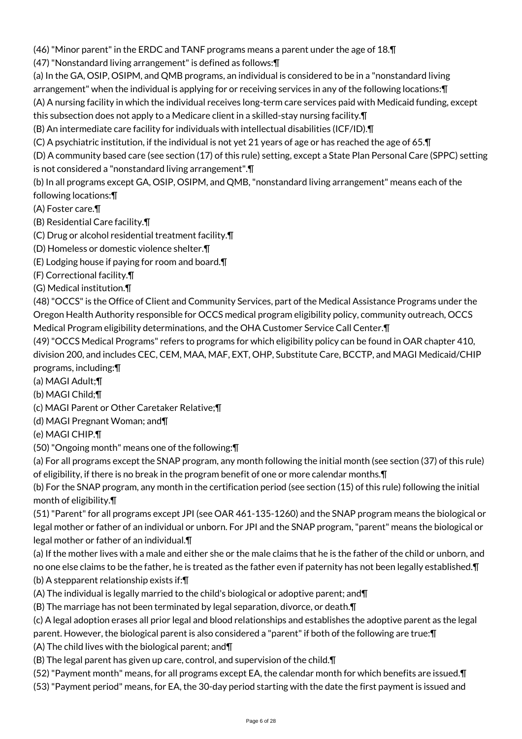(46) "Minor parent" in the ERDC and TANF programs means a parent under the age of 18.¶

(47) "Nonstandard living arrangement" is defined as follows:¶

(a) In the GA, OSIP, OSIPM, and QMB programs, an individual is considered to be in a "nonstandard living arrangement" when the individual is applying for or receiving services in any of the following locations:¶

(A) A nursing facility in which the individual receives long-term care services paid with Medicaid funding, except this subsection does not apply to a Medicare client in a skilled-stay nursing facility.¶

(B) An intermediate care facility for individuals with intellectual disabilities (ICF/ID).¶

(C) A psychiatric institution, if the individual is not yet 21 years of age or has reached the age of 65.¶

(D) A community based care (see section (17) of this rule) setting, except a State Plan Personal Care (SPPC) setting is not considered a "nonstandard living arrangement".¶

(b) In all programs except GA, OSIP, OSIPM, and QMB, "nonstandard living arrangement" means each of the following locations:¶

(A) Foster care.¶

(B) Residential Care facility.¶

(C) Drug or alcohol residential treatment facility.¶

(D) Homeless or domestic violence shelter.¶

(E) Lodging house if paying for room and board.¶

(F) Correctional facility.¶

(G) Medical institution.¶

(48) "OCCS" is the Office of Client and Community Services, part of the Medical Assistance Programs under the Oregon Health Authority responsible for OCCS medical program eligibility policy, community outreach, OCCS Medical Program eligibility determinations, and the OHA Customer Service Call Center.¶

(49) "OCCS Medical Programs" refers to programs for which eligibility policy can be found in OAR chapter 410, division 200, and includes CEC, CEM, MAA, MAF, EXT, OHP, Substitute Care, BCCTP, and MAGI Medicaid/CHIP programs, including:¶

(a) MAGI Adult;¶

(b) MAGI Child;¶

(c) MAGI Parent or Other Caretaker Relative;¶

(d) MAGI Pregnant Woman; and¶

(e) MAGI CHIP.¶

(50) "Ongoing month" means one of the following:¶

(a) For all programs except the SNAP program, any month following the initial month (see section (37) of this rule) of eligibility, if there is no break in the program benefit of one or more calendar months.¶

(b) For the SNAP program, any month in the certification period (see section (15) of this rule) following the initial month of eligibility.¶

(51) "Parent" for all programs except JPI (see OAR 461-135-1260) and the SNAP program means the biological or legal mother or father of an individual or unborn. For JPI and the SNAP program, "parent" means the biological or legal mother or father of an individual.¶

(a) If the mother lives with a male and either she or the male claims that he is the father of the child or unborn, and no one else claims to be the father, he is treated as the father even if paternity has not been legally established.¶

(b) A stepparent relationship exists if:¶

(A) The individual is legally married to the child's biological or adoptive parent; and¶

(B) The marriage has not been terminated by legal separation, divorce, or death.¶

(c) A legal adoption erases all prior legal and blood relationships and establishes the adoptive parent as the legal parent. However, the biological parent is also considered a "parent" if both of the following are true:¶

(A) The child lives with the biological parent; and¶

(B) The legal parent has given up care, control, and supervision of the child.¶

(52) "Payment month" means, for all programs except EA, the calendar month for which benefits are issued.¶

(53) "Payment period" means, for EA, the 30-day period starting with the date the first payment is issued and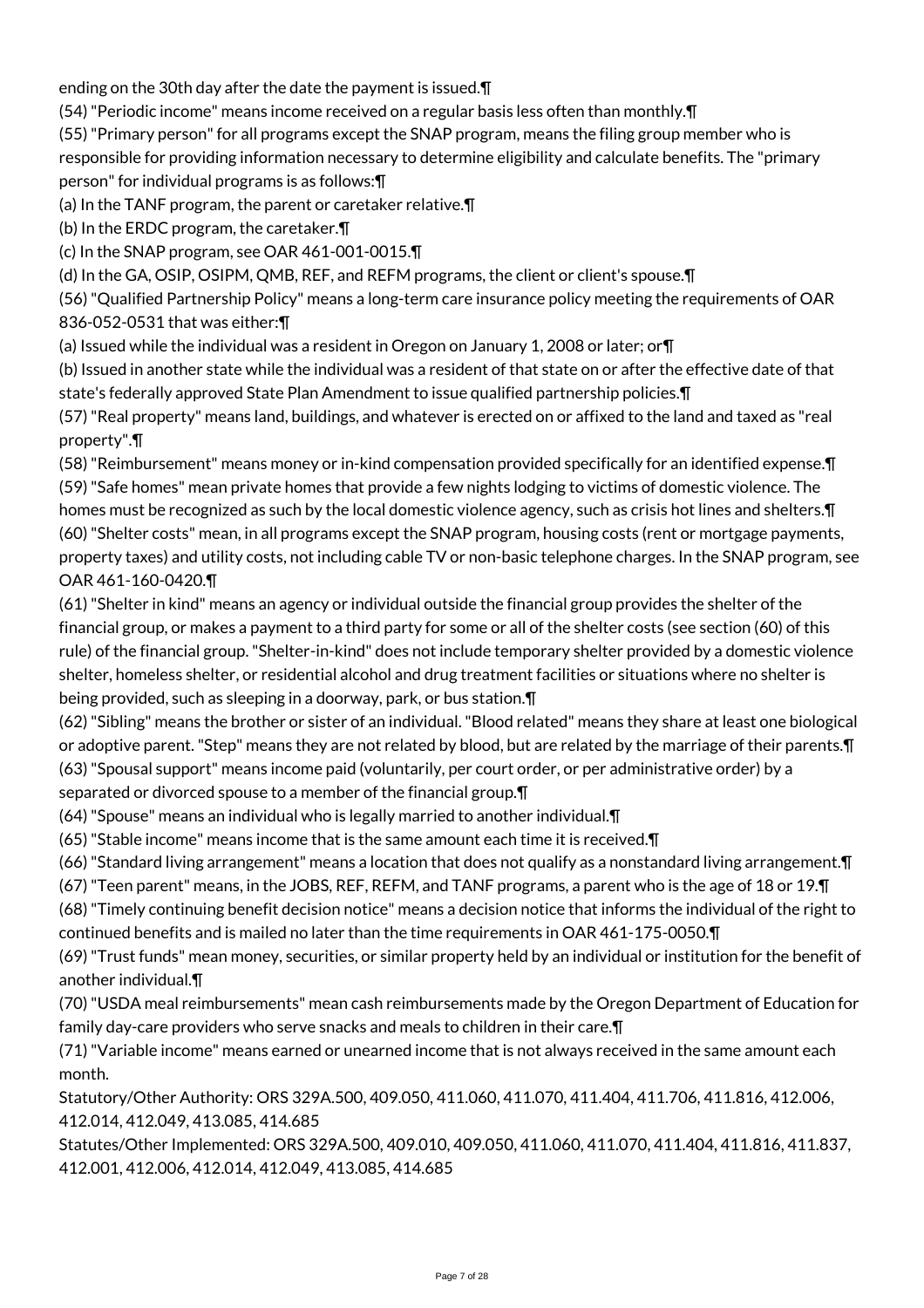ending on the 30th day after the date the payment is issued.¶

(54) "Periodic income" means income received on a regular basis less often than monthly.¶

(55) "Primary person" for all programs except the SNAP program, means the filing group member who is responsible for providing information necessary to determine eligibility and calculate benefits. The "primary person" for individual programs is as follows:¶

(a) In the TANF program, the parent or caretaker relative.¶

(b) In the ERDC program, the caretaker.¶

(c) In the SNAP program, see OAR 461-001-0015.¶

(d) In the GA, OSIP, OSIPM, QMB, REF, and REFM programs, the client or client's spouse.¶

(56) "Qualified Partnership Policy" means a long-term care insurance policy meeting the requirements of OAR 836-052-0531 that was either:¶

(a) Issued while the individual was a resident in Oregon on January 1, 2008 or later; or¶

(b) Issued in another state while the individual was a resident of that state on or after the effective date of that state's federally approved State Plan Amendment to issue qualified partnership policies.¶

(57) "Real property" means land, buildings, and whatever is erected on or affixed to the land and taxed as "real property".¶

(58) "Reimbursement" means money or in-kind compensation provided specifically for an identified expense.¶

(59) "Safe homes" mean private homes that provide a few nights lodging to victims of domestic violence. The homes must be recognized as such by the local domestic violence agency, such as crisis hot lines and shelters.¶

(60) "Shelter costs" mean, in all programs except the SNAP program, housing costs (rent or mortgage payments, property taxes) and utility costs, not including cable TV or non-basic telephone charges. In the SNAP program, see OAR 461-160-0420.¶

(61) "Shelter in kind" means an agency or individual outside the financial group provides the shelter of the financial group, or makes a payment to a third party for some or all of the shelter costs (see section (60) of this rule) of the financial group. "Shelter-in-kind" does not include temporary shelter provided by a domestic violence shelter, homeless shelter, or residential alcohol and drug treatment facilities or situations where no shelter is being provided, such as sleeping in a doorway, park, or bus station.¶

(62) "Sibling" means the brother or sister of an individual. "Blood related" means they share at least one biological or adoptive parent. "Step" means they are not related by blood, but are related by the marriage of their parents.¶

(63) "Spousal support" means income paid (voluntarily, per court order, or per administrative order) by a separated or divorced spouse to a member of the financial group.¶

(64) "Spouse" means an individual who is legally married to another individual.¶

(65) "Stable income" means income that is the same amount each time it is received.¶

(66) "Standard living arrangement" means a location that does not qualify as a nonstandard living arrangement.¶

(67) "Teen parent" means, in the JOBS, REF, REFM, and TANF programs, a parent who is the age of 18 or 19.¶

(68) "Timely continuing benefit decision notice" means a decision notice that informs the individual of the right to continued benefits and is mailed no later than the time requirements in OAR 461-175-0050.¶

(69) "Trust funds" mean money, securities, or similar property held by an individual or institution for the benefit of another individual.¶

(70) "USDA meal reimbursements" mean cash reimbursements made by the Oregon Department of Education for family day-care providers who serve snacks and meals to children in their care.¶

(71) "Variable income" means earned or unearned income that is not always received in the same amount each month.

Statutory/Other Authority: ORS 329A.500, 409.050, 411.060, 411.070, 411.404, 411.706, 411.816, 412.006, 412.014, 412.049, 413.085, 414.685

Statutes/Other Implemented: ORS 329A.500, 409.010, 409.050, 411.060, 411.070, 411.404, 411.816, 411.837, 412.001, 412.006, 412.014, 412.049, 413.085, 414.685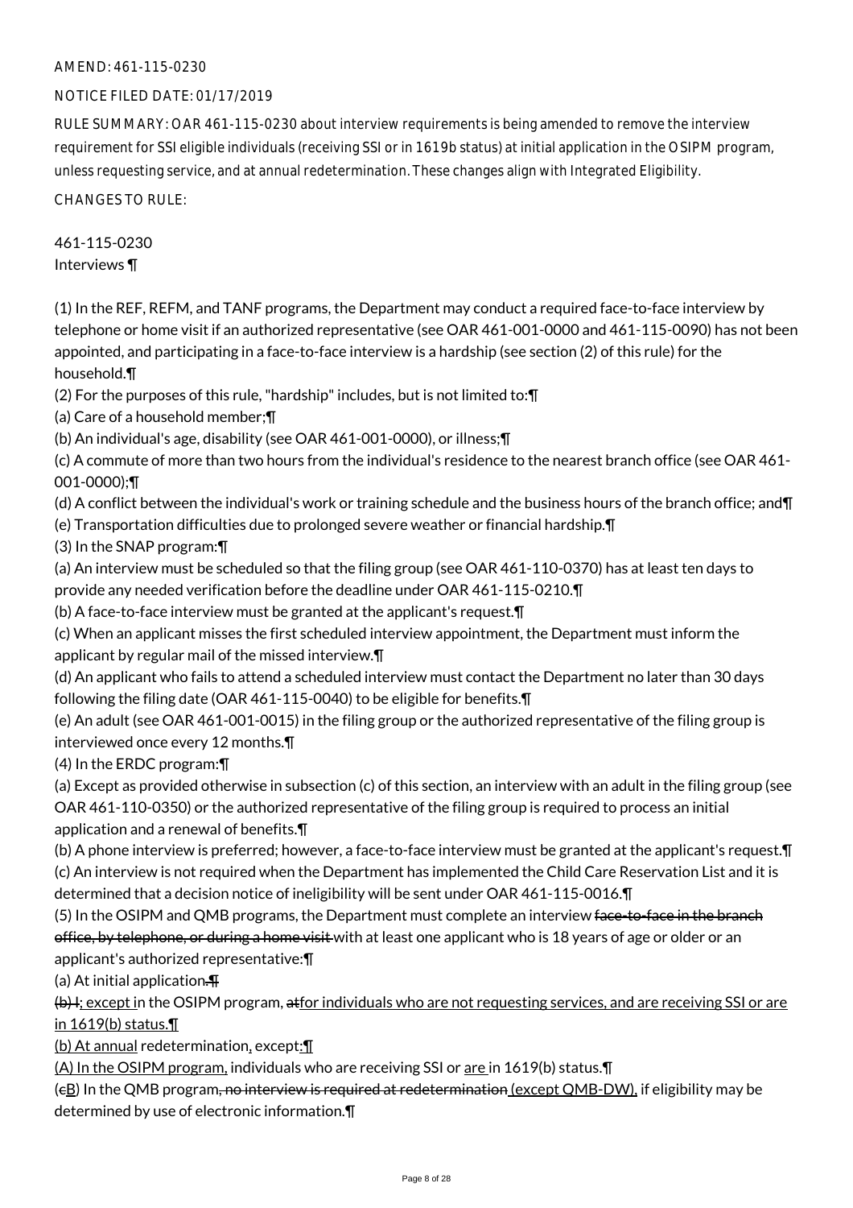AMEND: 461-115-0230

NOTICE FILED DATE: 01/17/2019

RULE SUMMARY: OAR 461-115-0230 about interview requirements is being amended to remove the interview requirement for SSI eligible individuals (receiving SSI or in 1619b status) at initial application in the OSIPM program, unless requesting service, and at annual redetermination. These changes align with Integrated Eligibility.

CHANGES TO RULE:

461-115-0230
Interviews ¶

(1) In the REF, REFM, and TANF programs, the Department may conduct a required face-to-face interview by telephone or home visit if an authorized representative (see OAR 461-001-0000 and 461-115-0090) has not been appointed, and participating in a face-to-face interview is a hardship (see section (2) of this rule) for the household.¶

(2) For the purposes of this rule, "hardship" includes, but is not limited to:¶

(a) Care of a household member;¶

(b) An individual's age, disability (see OAR 461-001-0000), or illness;¶

(c) A commute of more than two hours from the individual's residence to the nearest branch office (see OAR 461-001-0000);¶

(d) A conflict between the individual's work or training schedule and the business hours of the branch office; and¶

(e) Transportation difficulties due to prolonged severe weather or financial hardship.¶

(3) In the SNAP program:¶

(a) An interview must be scheduled so that the filing group (see OAR 461-110-0370) has at least ten days to provide any needed verification before the deadline under OAR 461-115-0210.¶

(b) A face-to-face interview must be granted at the applicant's request.¶

(c) When an applicant misses the first scheduled interview appointment, the Department must inform the applicant by regular mail of the missed interview.¶

(d) An applicant who fails to attend a scheduled interview must contact the Department no later than 30 days following the filing date (OAR 461-115-0040) to be eligible for benefits.¶

(e) An adult (see OAR 461-001-0015) in the filing group or the authorized representative of the filing group is interviewed once every 12 months.¶

(4) In the ERDC program:¶

(a) Except as provided otherwise in subsection (c) of this section, an interview with an adult in the filing group (see OAR 461-110-0350) or the authorized representative of the filing group is required to process an initial application and a renewal of benefits.¶

(b) A phone interview is preferred; however, a face-to-face interview must be granted at the applicant's request.¶

(c) An interview is not required when the Department has implemented the Child Care Reservation List and it is determined that a decision notice of ineligibility will be sent under OAR 461-115-0016.¶

(5) In the OSIPM and QMB programs, the Department must complete an interview ~~face-to-face in the branch office, by telephone, or during a home visit~~ with at least one applicant who is 18 years of age or older or an applicant's authorized representative:¶

(a) At initial application~~.¶~~

~~(b) I~~; except in the OSIPM program, ~~at~~for individuals who are not requesting services, and are receiving SSI or are in 1619(b) status.¶

(b) At annual redetermination, except:¶

(A) In the OSIPM program, individuals who are receiving SSI or are in 1619(b) status.¶

(~~c~~B) In the QMB program~~, no interview is required at redetermination~~ (except QMB-DW), if eligibility may be determined by use of electronic information.¶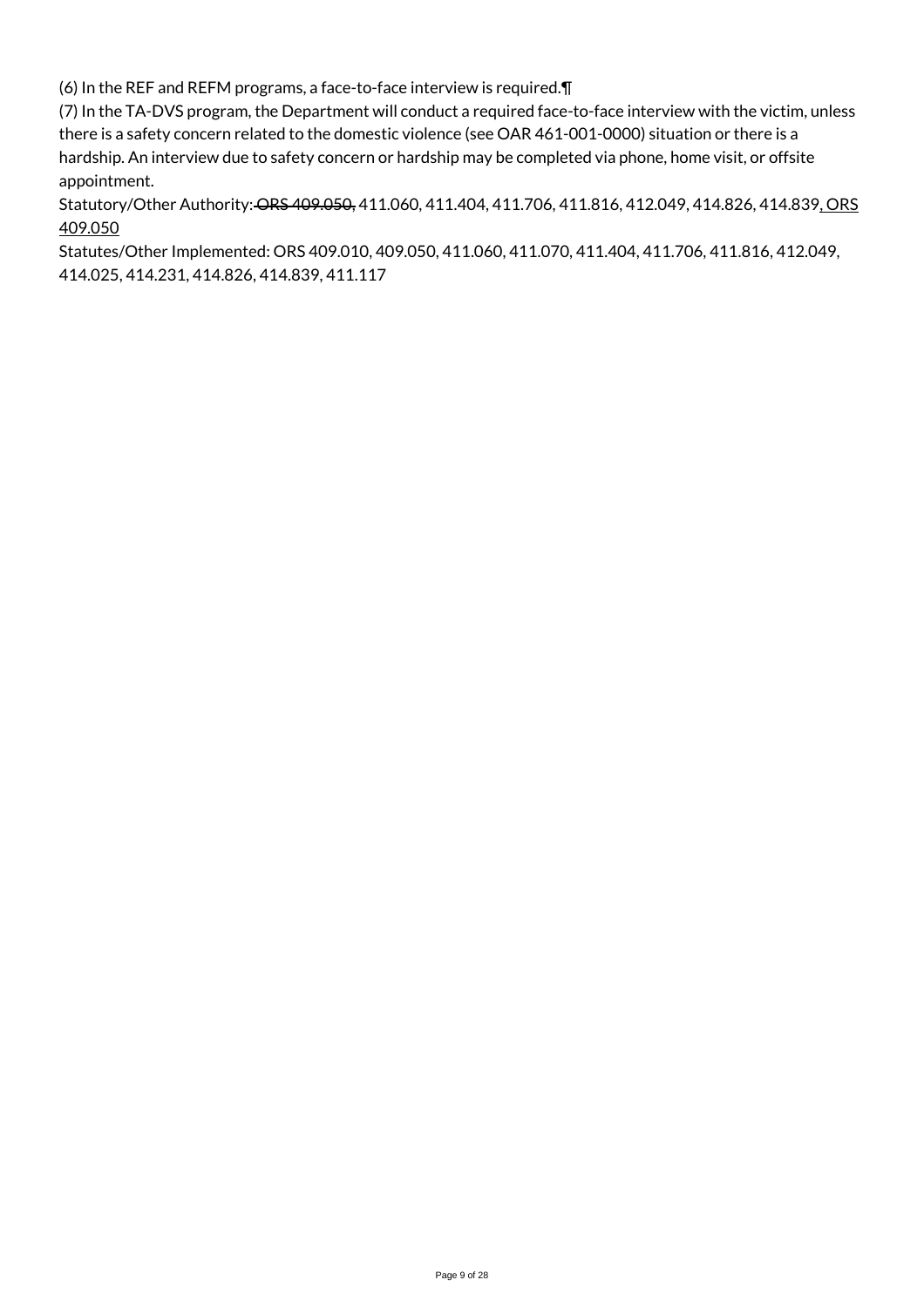(6) In the REF and REFM programs, a face-to-face interview is required.¶

(7) In the TA-DVS program, the Department will conduct a required face-to-face interview with the victim, unless there is a safety concern related to the domestic violence (see OAR 461-001-0000) situation or there is a hardship. An interview due to safety concern or hardship may be completed via phone, home visit, or offsite appointment.

Statutory/Other Authority: ~~ORS 409.050,~~ 411.060, 411.404, 411.706, 411.816, 412.049, 414.826, 414.839, ORS 409.050

Statutes/Other Implemented: ORS 409.010, 409.050, 411.060, 411.070, 411.404, 411.706, 411.816, 412.049, 414.025, 414.231, 414.826, 414.839, 411.117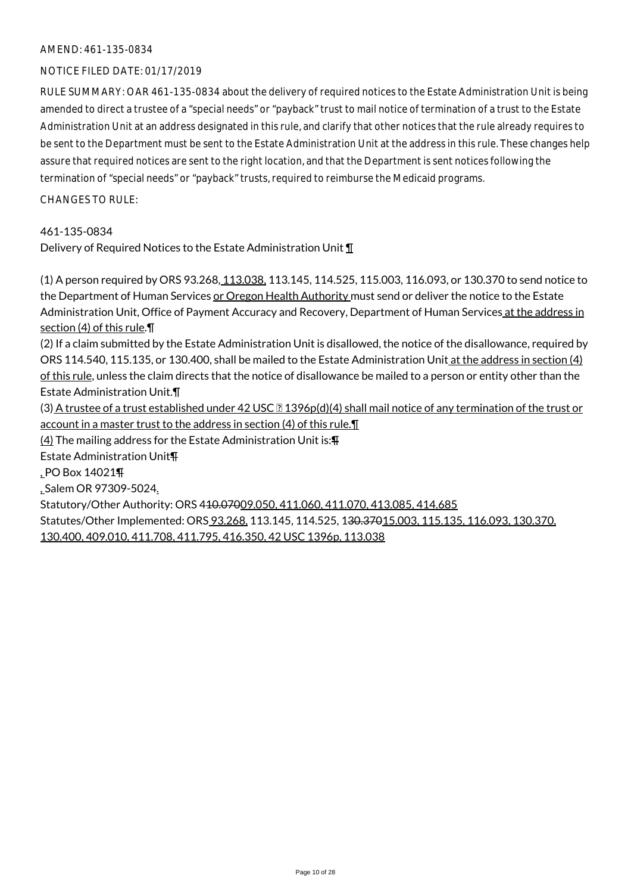AMEND: 461-135-0834

NOTICE FILED DATE: 01/17/2019

RULE SUMMARY: OAR 461-135-0834 about the delivery of required notices to the Estate Administration Unit is being amended to direct a trustee of a "special needs" or "payback" trust to mail notice of termination of a trust to the Estate Administration Unit at an address designated in this rule, and clarify that other notices that the rule already requires to be sent to the Department must be sent to the Estate Administration Unit at the address in this rule. These changes help assure that required notices are sent to the right location, and that the Department is sent notices following the termination of "special needs" or "payback" trusts, required to reimburse the Medicaid programs.

CHANGES TO RULE:

461-135-0834

Delivery of Required Notices to the Estate Administration Unit ¶

(1) A person required by ORS 93.268, 113.038, 113.145, 114.525, 115.003, 116.093, or 130.370 to send notice to the Department of Human Services or Oregon Health Authority must send or deliver the notice to the Estate Administration Unit, Office of Payment Accuracy and Recovery, Department of Human Services at the address in section (4) of this rule.¶

(2) If a claim submitted by the Estate Administration Unit is disallowed, the notice of the disallowance, required by ORS 114.540, 115.135, or 130.400, shall be mailed to the Estate Administration Unit at the address in section (4) of this rule, unless the claim directs that the notice of disallowance be mailed to a person or entity other than the Estate Administration Unit.¶

(3) A trustee of a trust established under 42 USC § 1396p(d)(4) shall mail notice of any termination of the trust or account in a master trust to the address in section (4) of this rule.¶

(4) The mailing address for the Estate Administration Unit is:¶

Estate Administration Unit¶

, PO Box 14021¶

, Salem OR 97309-5024.

Statutory/Other Authority: ORS ~~410.070~~409.050, 411.060, 411.070, 413.085, 414.685

Statutes/Other Implemented: ORS 93.268, 113.145, 114.525, 1~~30.370~~15.003, 115.135, 116.093, 130.370, 130.400, 409.010, 411.708, 411.795, 416.350, 42 USC 1396p, 113.038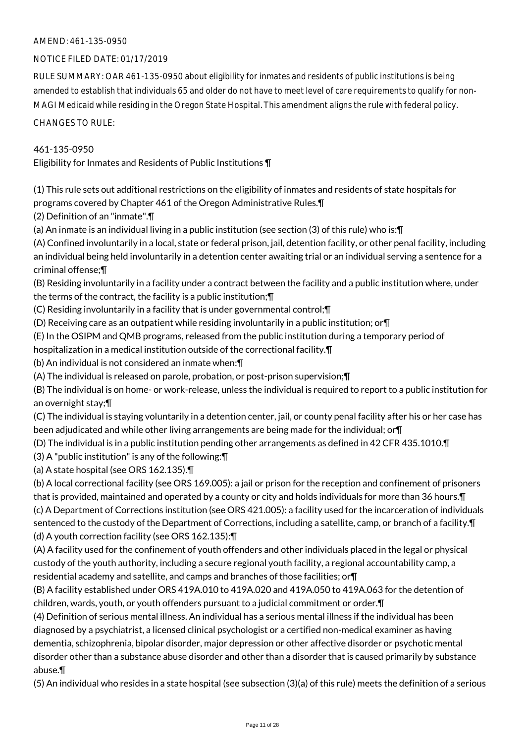AMEND: 461-135-0950

NOTICE FILED DATE: 01/17/2019

RULE SUMMARY: OAR 461-135-0950 about eligibility for inmates and residents of public institutions is being amended to establish that individuals 65 and older do not have to meet level of care requirements to qualify for non-MAGI Medicaid while residing in the Oregon State Hospital. This amendment aligns the rule with federal policy.

CHANGES TO RULE:

461-135-0950

Eligibility for Inmates and Residents of Public Institutions ¶

(1) This rule sets out additional restrictions on the eligibility of inmates and residents of state hospitals for programs covered by Chapter 461 of the Oregon Administrative Rules.¶

(2) Definition of an "inmate".¶

(a) An inmate is an individual living in a public institution (see section (3) of this rule) who is:¶

(A) Confined involuntarily in a local, state or federal prison, jail, detention facility, or other penal facility, including an individual being held involuntarily in a detention center awaiting trial or an individual serving a sentence for a criminal offense;¶

(B) Residing involuntarily in a facility under a contract between the facility and a public institution where, under the terms of the contract, the facility is a public institution;¶

(C) Residing involuntarily in a facility that is under governmental control;¶

(D) Receiving care as an outpatient while residing involuntarily in a public institution; or¶

(E) In the OSIPM and QMB programs, released from the public institution during a temporary period of hospitalization in a medical institution outside of the correctional facility.¶

(b) An individual is not considered an inmate when:¶

(A) The individual is released on parole, probation, or post-prison supervision;¶

(B) The individual is on home- or work-release, unless the individual is required to report to a public institution for an overnight stay;¶

(C) The individual is staying voluntarily in a detention center, jail, or county penal facility after his or her case has been adjudicated and while other living arrangements are being made for the individual; or¶

(D) The individual is in a public institution pending other arrangements as defined in 42 CFR 435.1010.¶

(3) A "public institution" is any of the following:¶

(a) A state hospital (see ORS 162.135).¶

(b) A local correctional facility (see ORS 169.005): a jail or prison for the reception and confinement of prisoners that is provided, maintained and operated by a county or city and holds individuals for more than 36 hours.¶

(c) A Department of Corrections institution (see ORS 421.005): a facility used for the incarceration of individuals sentenced to the custody of the Department of Corrections, including a satellite, camp, or branch of a facility.¶

(d) A youth correction facility (see ORS 162.135):¶

(A) A facility used for the confinement of youth offenders and other individuals placed in the legal or physical custody of the youth authority, including a secure regional youth facility, a regional accountability camp, a residential academy and satellite, and camps and branches of those facilities; or¶

(B) A facility established under ORS 419A.010 to 419A.020 and 419A.050 to 419A.063 for the detention of children, wards, youth, or youth offenders pursuant to a judicial commitment or order.¶

(4) Definition of serious mental illness. An individual has a serious mental illness if the individual has been diagnosed by a psychiatrist, a licensed clinical psychologist or a certified non-medical examiner as having dementia, schizophrenia, bipolar disorder, major depression or other affective disorder or psychotic mental disorder other than a substance abuse disorder and other than a disorder that is caused primarily by substance abuse.¶

(5) An individual who resides in a state hospital (see subsection (3)(a) of this rule) meets the definition of a serious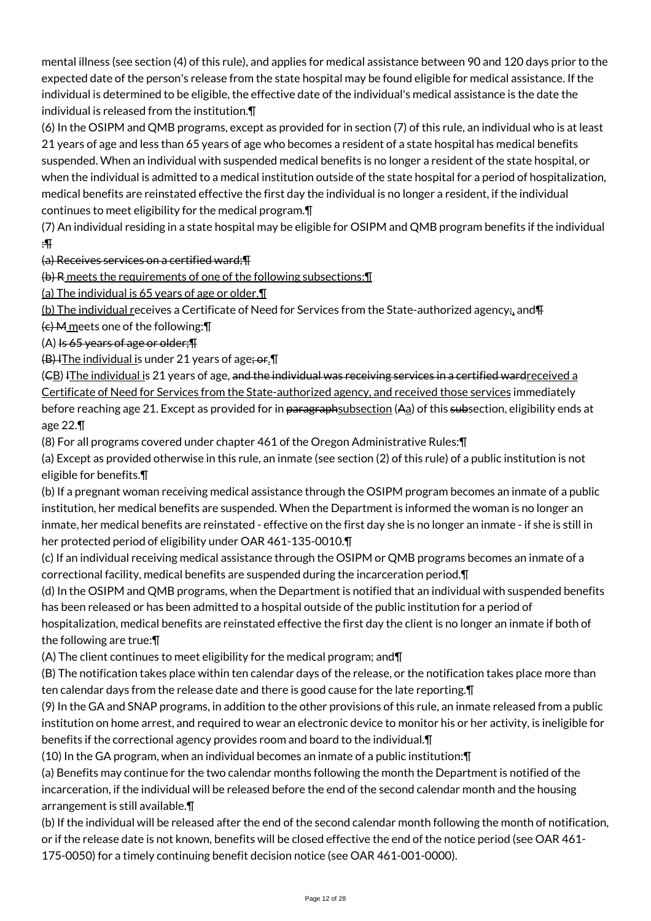mental illness (see section (4) of this rule), and applies for medical assistance between 90 and 120 days prior to the expected date of the person's release from the state hospital may be found eligible for medical assistance. If the individual is determined to be eligible, the effective date of the individual's medical assistance is the date the individual is released from the institution.¶

(6) In the OSIPM and QMB programs, except as provided for in section (7) of this rule, an individual who is at least 21 years of age and less than 65 years of age who becomes a resident of a state hospital has medical benefits suspended. When an individual with suspended medical benefits is no longer a resident of the state hospital, or when the individual is admitted to a medical institution outside of the state hospital for a period of hospitalization, medical benefits are reinstated effective the first day the individual is no longer a resident, if the individual continues to meet eligibility for the medical program.¶

(7) An individual residing in a state hospital may be eligible for OSIPM and QMB program benefits if the individual ~~:¶~~

~~(a) Receives services on a certified ward;¶~~

~~(b) R~~<u> meets the requirements of one of the following subsections:¶</u>

<u>(a) The individual is 65 years of age or older.¶</u>

<u>(b) The individual r</u>eceives a Certificate of Need for Services from the State-authorized agency~~;~~<u>.</u> and~~¶~~

~~(c) M~~<u> m</u>eets one of the following:¶

(A) ~~Is 65 years of age or older;¶~~

~~(B) I~~<u>The individual i</u>s under 21 years of age~~; or~~<u>.</u>¶

(~~C~~<u>B</u>) ~~I~~<u>The individual i</u>s 21 years of age, ~~and the individual was receiving services in a certified ward~~<u>received a Certificate of Need for Services from the State-authorized agency, and received those services</u> immediately before reaching age 21. Except as provided for in ~~paragraph~~<u>subsection</u> (~~A~~<u>a</u>) of this ~~sub~~section, eligibility ends at age 22.¶

(8) For all programs covered under chapter 461 of the Oregon Administrative Rules:¶

(a) Except as provided otherwise in this rule, an inmate (see section (2) of this rule) of a public institution is not eligible for benefits.¶

(b) If a pregnant woman receiving medical assistance through the OSIPM program becomes an inmate of a public institution, her medical benefits are suspended. When the Department is informed the woman is no longer an inmate, her medical benefits are reinstated - effective on the first day she is no longer an inmate - if she is still in her protected period of eligibility under OAR 461-135-0010.¶

(c) If an individual receiving medical assistance through the OSIPM or QMB programs becomes an inmate of a correctional facility, medical benefits are suspended during the incarceration period.¶

(d) In the OSIPM and QMB programs, when the Department is notified that an individual with suspended benefits has been released or has been admitted to a hospital outside of the public institution for a period of hospitalization, medical benefits are reinstated effective the first day the client is no longer an inmate if both of the following are true:¶

(A) The client continues to meet eligibility for the medical program; and¶

(B) The notification takes place within ten calendar days of the release, or the notification takes place more than ten calendar days from the release date and there is good cause for the late reporting.¶

(9) In the GA and SNAP programs, in addition to the other provisions of this rule, an inmate released from a public institution on home arrest, and required to wear an electronic device to monitor his or her activity, is ineligible for benefits if the correctional agency provides room and board to the individual.¶

(10) In the GA program, when an individual becomes an inmate of a public institution:¶

(a) Benefits may continue for the two calendar months following the month the Department is notified of the incarceration, if the individual will be released before the end of the second calendar month and the housing arrangement is still available.¶

(b) If the individual will be released after the end of the second calendar month following the month of notification, or if the release date is not known, benefits will be closed effective the end of the notice period (see OAR 461-175-0050) for a timely continuing benefit decision notice (see OAR 461-001-0000).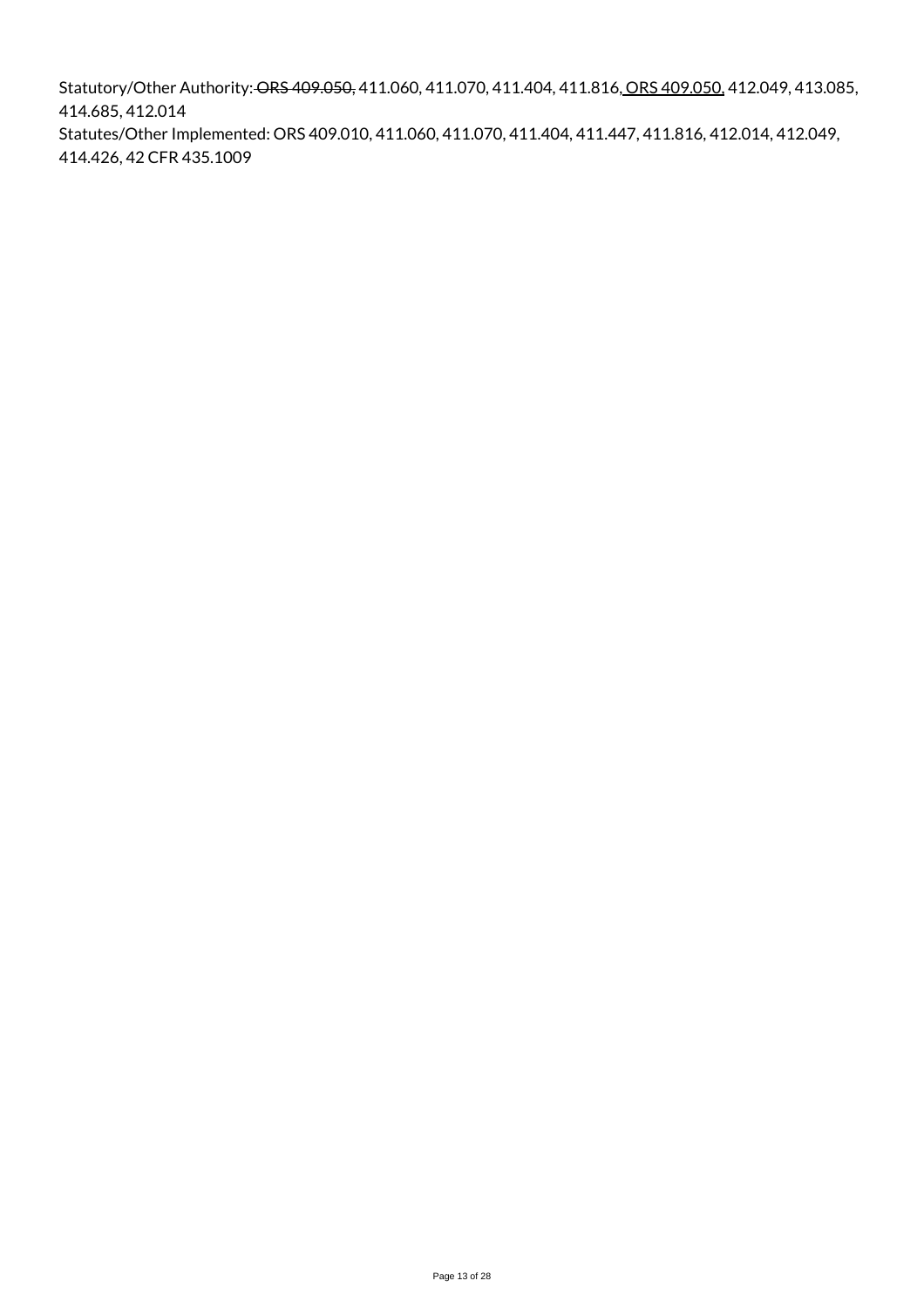Statutory/Other Authority: ~~ORS 409.050,~~ 411.060, 411.070, 411.404, 411.816<u>, ORS 409.050,</u> 412.049, 413.085, 414.685, 412.014

Statutes/Other Implemented: ORS 409.010, 411.060, 411.070, 411.404, 411.447, 411.816, 412.014, 412.049, 414.426, 42 CFR 435.1009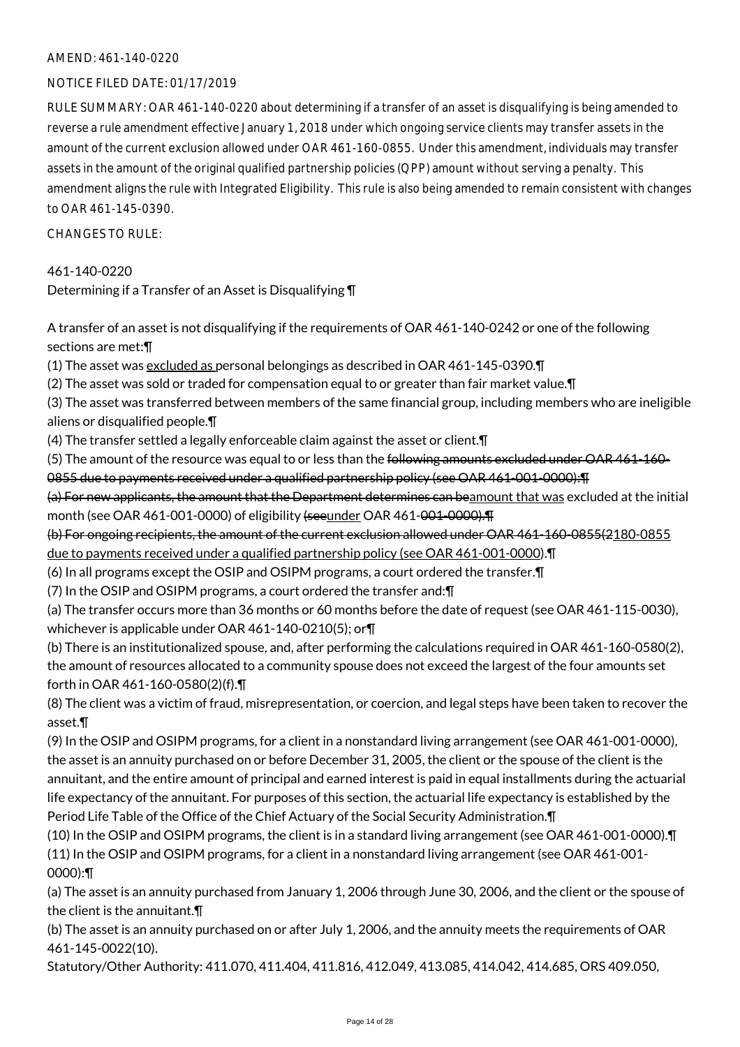AMEND: 461-140-0220

NOTICE FILED DATE: 01/17/2019

RULE SUMMARY: OAR 461-140-0220 about determining if a transfer of an asset is disqualifying is being amended to reverse a rule amendment effective January 1, 2018 under which ongoing service clients may transfer assets in the amount of the current exclusion allowed under OAR 461-160-0855. Under this amendment, individuals may transfer assets in the amount of the original qualified partnership policies (QPP) amount without serving a penalty. This amendment aligns the rule with Integrated Eligibility. This rule is also being amended to remain consistent with changes to OAR 461-145-0390.

CHANGES TO RULE:

461-140-0220
Determining if a Transfer of an Asset is Disqualifying ¶

A transfer of an asset is not disqualifying if the requirements of OAR 461-140-0242 or one of the following sections are met:¶

(1) The asset was <u>excluded as </u>personal belongings as described in OAR 461-145-0390.¶

(2) The asset was sold or traded for compensation equal to or greater than fair market value.¶

(3) The asset was transferred between members of the same financial group, including members who are ineligible aliens or disqualified people.¶

(4) The transfer settled a legally enforceable claim against the asset or client.¶

(5) The amount of the resource was equal to or less than the ~~following amounts excluded under OAR 461-160-0855 due to payments received under a qualified partnership policy (see OAR 461-001-0000):¶~~

~~(a) For new applicants, the amount that the Department determines can be~~<u>amount that was</u> excluded at the initial month (see OAR 461-001-0000) of eligibility ~~(see~~<u>under</u> OAR 461-~~001-0000).¶~~

~~(b) For ongoing recipients, the amount of the current exclusion allowed under OAR 461-160-0855(2~~<u>180-0855 due to payments received under a qualified partnership policy (see OAR 461-001-0000</u>).¶

(6) In all programs except the OSIP and OSIPM programs, a court ordered the transfer.¶

(7) In the OSIP and OSIPM programs, a court ordered the transfer and:¶

(a) The transfer occurs more than 36 months or 60 months before the date of request (see OAR 461-115-0030), whichever is applicable under OAR 461-140-0210(5); or¶

(b) There is an institutionalized spouse, and, after performing the calculations required in OAR 461-160-0580(2), the amount of resources allocated to a community spouse does not exceed the largest of the four amounts set forth in OAR 461-160-0580(2)(f).¶

(8) The client was a victim of fraud, misrepresentation, or coercion, and legal steps have been taken to recover the asset.¶

(9) In the OSIP and OSIPM programs, for a client in a nonstandard living arrangement (see OAR 461-001-0000), the asset is an annuity purchased on or before December 31, 2005, the client or the spouse of the client is the annuitant, and the entire amount of principal and earned interest is paid in equal installments during the actuarial life expectancy of the annuitant. For purposes of this section, the actuarial life expectancy is established by the Period Life Table of the Office of the Chief Actuary of the Social Security Administration.¶

(10) In the OSIP and OSIPM programs, the client is in a standard living arrangement (see OAR 461-001-0000).¶

(11) In the OSIP and OSIPM programs, for a client in a nonstandard living arrangement (see OAR 461-001-0000):¶

(a) The asset is an annuity purchased from January 1, 2006 through June 30, 2006, and the client or the spouse of the client is the annuitant.¶

(b) The asset is an annuity purchased on or after July 1, 2006, and the annuity meets the requirements of OAR 461-145-0022(10).

Statutory/Other Authority: 411.070, 411.404, 411.816, 412.049, 413.085, 414.042, 414.685, ORS 409.050,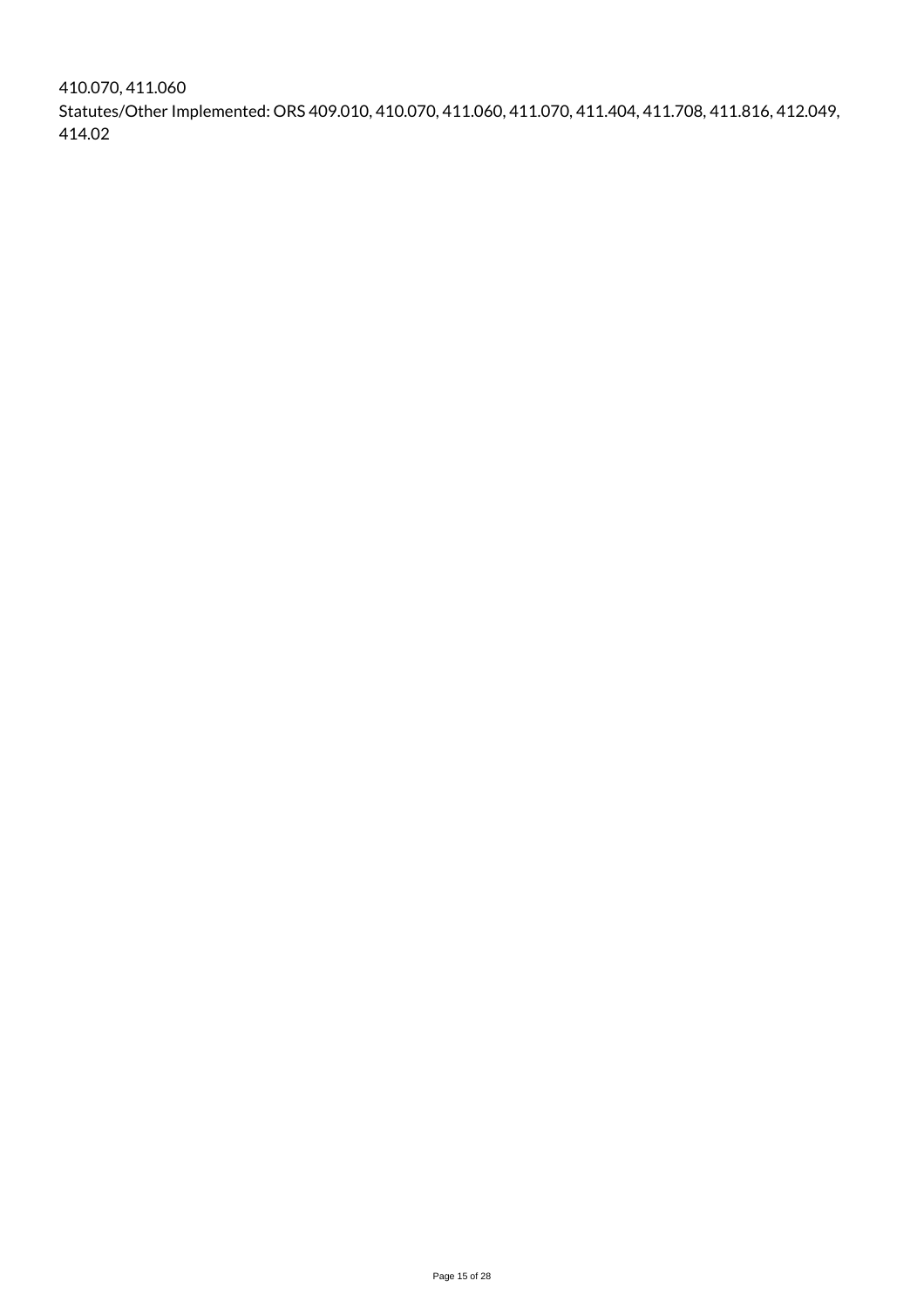410.070, 411.060
Statutes/Other Implemented: ORS 409.010, 410.070, 411.060, 411.070, 411.404, 411.708, 411.816, 412.049, 414.02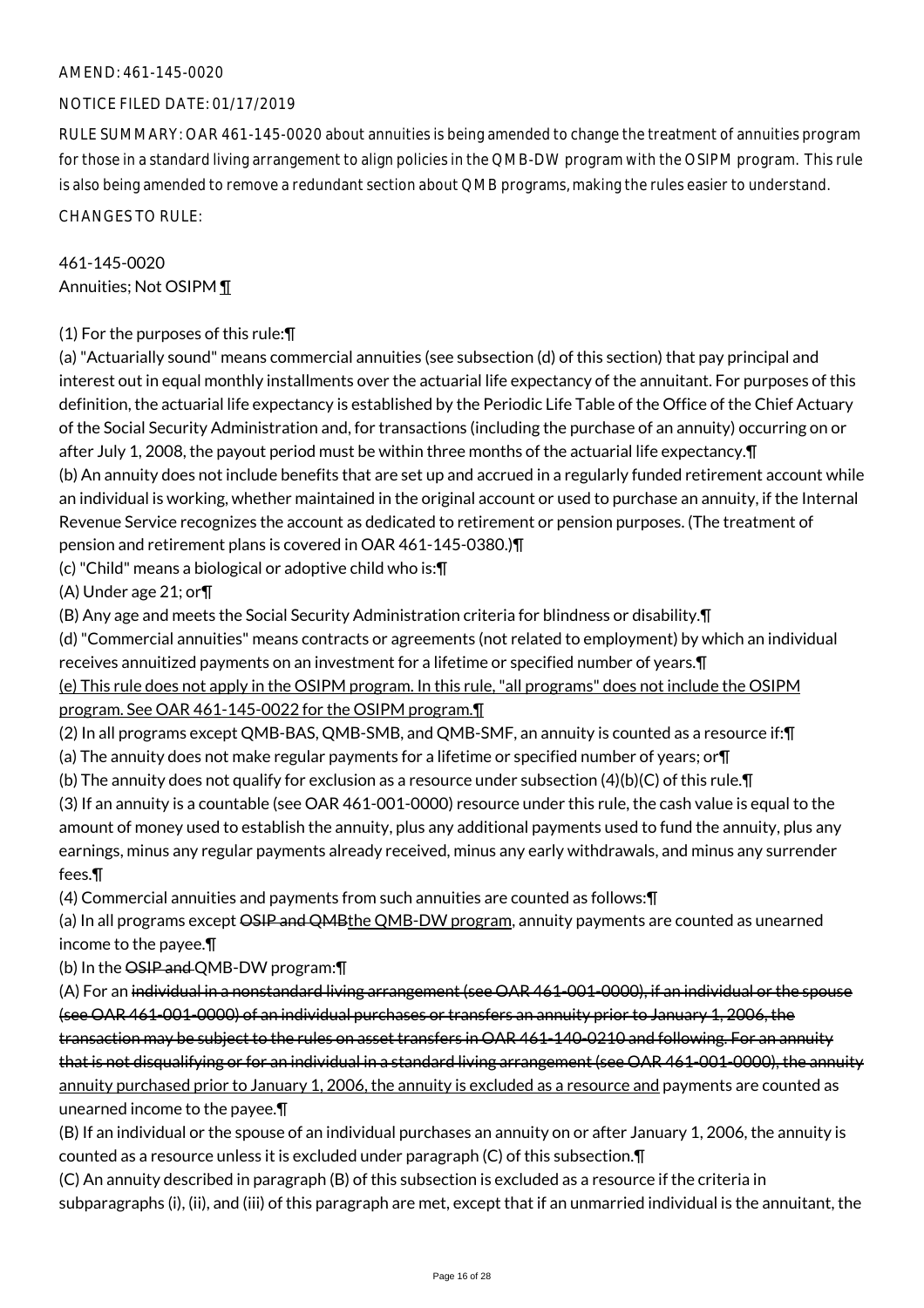AMEND: 461-145-0020

NOTICE FILED DATE: 01/17/2019

RULE SUMMARY: OAR 461-145-0020 about annuities is being amended to change the treatment of annuities program for those in a standard living arrangement to align policies in the QMB-DW program with the OSIPM program. This rule is also being amended to remove a redundant section about QMB programs, making the rules easier to understand.

CHANGES TO RULE:

461-145-0020
Annuities; Not OSIPM ¶

(1) For the purposes of this rule:¶
(a) "Actuarially sound" means commercial annuities (see subsection (d) of this section) that pay principal and interest out in equal monthly installments over the actuarial life expectancy of the annuitant. For purposes of this definition, the actuarial life expectancy is established by the Periodic Life Table of the Office of the Chief Actuary of the Social Security Administration and, for transactions (including the purchase of an annuity) occurring on or after July 1, 2008, the payout period must be within three months of the actuarial life expectancy.¶
(b) An annuity does not include benefits that are set up and accrued in a regularly funded retirement account while an individual is working, whether maintained in the original account or used to purchase an annuity, if the Internal Revenue Service recognizes the account as dedicated to retirement or pension purposes. (The treatment of pension and retirement plans is covered in OAR 461-145-0380.)¶
(c) "Child" means a biological or adoptive child who is:¶
(A) Under age 21; or¶
(B) Any age and meets the Social Security Administration criteria for blindness or disability.¶
(d) "Commercial annuities" means contracts or agreements (not related to employment) by which an individual receives annuitized payments on an investment for a lifetime or specified number of years.¶
(e) This rule does not apply in the OSIPM program. In this rule, "all programs" does not include the OSIPM program. See OAR 461-145-0022 for the OSIPM program.¶
(2) In all programs except QMB-BAS, QMB-SMB, and QMB-SMF, an annuity is counted as a resource if:¶
(a) The annuity does not make regular payments for a lifetime or specified number of years; or¶
(b) The annuity does not qualify for exclusion as a resource under subsection (4)(b)(C) of this rule.¶
(3) If an annuity is a countable (see OAR 461-001-0000) resource under this rule, the cash value is equal to the amount of money used to establish the annuity, plus any additional payments used to fund the annuity, plus any earnings, minus any regular payments already received, minus any early withdrawals, and minus any surrender fees.¶
(4) Commercial annuities and payments from such annuities are counted as follows:¶
(a) In all programs except ~~OSIP and QMB~~the QMB-DW program, annuity payments are counted as unearned income to the payee.¶
(b) In the ~~OSIP and~~ QMB-DW program:¶
(A) For an ~~individual in a nonstandard living arrangement (see OAR 461-001-0000), if an individual or the spouse (see OAR 461-001-0000) of an individual purchases or transfers an annuity prior to January 1, 2006, the transaction may be subject to the rules on asset transfers in OAR 461-140-0210 and following. For an annuity that is not disqualifying or for an individual in a standard living arrangement (see OAR 461-001-0000), the annuity~~ annuity purchased prior to January 1, 2006, the annuity is excluded as a resource and payments are counted as unearned income to the payee.¶
(B) If an individual or the spouse of an individual purchases an annuity on or after January 1, 2006, the annuity is counted as a resource unless it is excluded under paragraph (C) of this subsection.¶
(C) An annuity described in paragraph (B) of this subsection is excluded as a resource if the criteria in subparagraphs (i), (ii), and (iii) of this paragraph are met, except that if an unmarried individual is the annuitant, the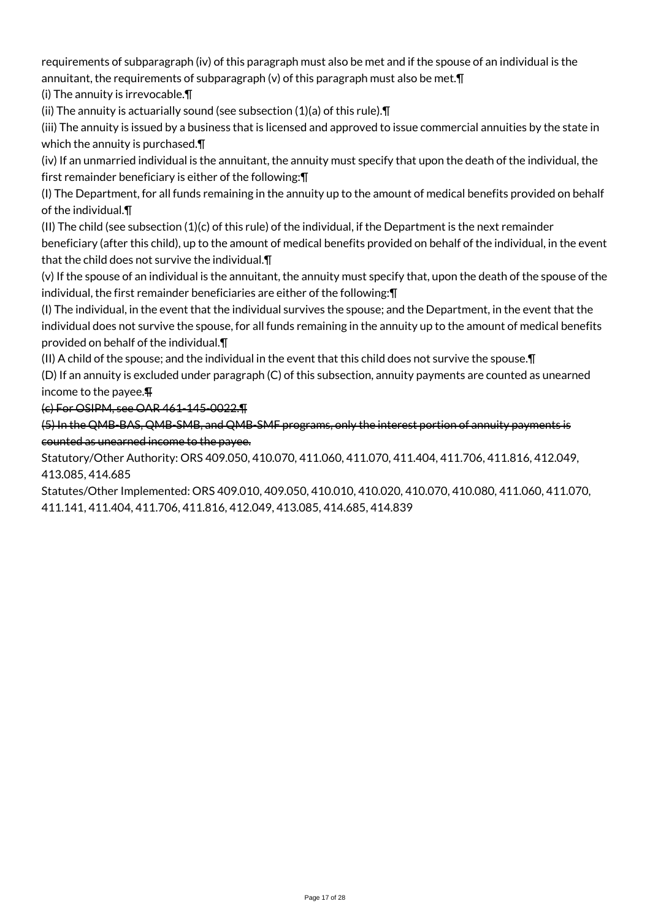requirements of subparagraph (iv) of this paragraph must also be met and if the spouse of an individual is the annuitant, the requirements of subparagraph (v) of this paragraph must also be met.¶

(i) The annuity is irrevocable.¶

(ii) The annuity is actuarially sound (see subsection (1)(a) of this rule).¶

(iii) The annuity is issued by a business that is licensed and approved to issue commercial annuities by the state in which the annuity is purchased.¶

(iv) If an unmarried individual is the annuitant, the annuity must specify that upon the death of the individual, the first remainder beneficiary is either of the following:¶

(I) The Department, for all funds remaining in the annuity up to the amount of medical benefits provided on behalf of the individual.¶

(II) The child (see subsection (1)(c) of this rule) of the individual, if the Department is the next remainder beneficiary (after this child), up to the amount of medical benefits provided on behalf of the individual, in the event that the child does not survive the individual.¶

(v) If the spouse of an individual is the annuitant, the annuity must specify that, upon the death of the spouse of the individual, the first remainder beneficiaries are either of the following:¶

(I) The individual, in the event that the individual survives the spouse; and the Department, in the event that the individual does not survive the spouse, for all funds remaining in the annuity up to the amount of medical benefits provided on behalf of the individual.¶

(II) A child of the spouse; and the individual in the event that this child does not survive the spouse.¶

(D) If an annuity is excluded under paragraph (C) of this subsection, annuity payments are counted as unearned income to the payee.~~¶~~

~~(c) For OSIPM, see OAR 461-145-0022.¶~~

~~(5) In the QMB-BAS, QMB-SMB, and QMB-SMF programs, only the interest portion of annuity payments is counted as unearned income to the payee.~~

Statutory/Other Authority: ORS 409.050, 410.070, 411.060, 411.070, 411.404, 411.706, 411.816, 412.049, 413.085, 414.685

Statutes/Other Implemented: ORS 409.010, 409.050, 410.010, 410.020, 410.070, 410.080, 411.060, 411.070, 411.141, 411.404, 411.706, 411.816, 412.049, 413.085, 414.685, 414.839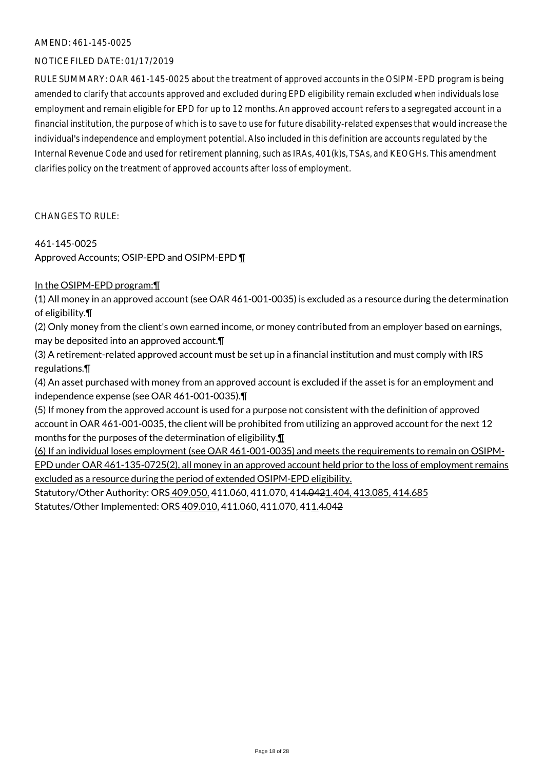AMEND: 461-145-0025

NOTICE FILED DATE: 01/17/2019

RULE SUMMARY: OAR 461-145-0025 about the treatment of approved accounts in the OSIPM-EPD program is being amended to clarify that accounts approved and excluded during EPD eligibility remain excluded when individuals lose employment and remain eligible for EPD for up to 12 months. An approved account refers to a segregated account in a financial institution, the purpose of which is to save to use for future disability-related expenses that would increase the individual's independence and employment potential. Also included in this definition are accounts regulated by the Internal Revenue Code and used for retirement planning, such as IRAs, 401(k)s, TSAs, and KEOGHs. This amendment clarifies policy on the treatment of approved accounts after loss of employment.

CHANGES TO RULE:

461-145-0025
Approved Accounts; ~~OSIP-EPD and~~ OSIPM-EPD ¶

<u>In the OSIPM-EPD program:</u>¶
(1) All money in an approved account (see OAR 461-001-0035) is excluded as a resource during the determination of eligibility.¶
(2) Only money from the client's own earned income, or money contributed from an employer based on earnings, may be deposited into an approved account.¶
(3) A retirement-related approved account must be set up in a financial institution and must comply with IRS regulations.¶
(4) An asset purchased with money from an approved account is excluded if the asset is for an employment and independence expense (see OAR 461-001-0035).¶
(5) If money from the approved account is used for a purpose not consistent with the definition of approved account in OAR 461-001-0035, the client will be prohibited from utilizing an approved account for the next 12 months for the purposes of the determination of eligibility.<u>¶</u>
<u>(6) If an individual loses employment (see OAR 461-001-0035) and meets the requirements to remain on OSIPM-EPD under OAR 461-135-0725(2), all money in an approved account held prior to the loss of employment remains excluded as a resource during the period of extended OSIPM-EPD eligibility.</u>
Statutory/Other Authority: ORS <u>409.050,</u> 411.060, 411.070, 41~~4.042~~<u>1.404, 413.085, 414.685</u>
Statutes/Other Implemented: ORS <u>409.010,</u> 411.060, 411.070, 41<u>1</u>.~~4.~~04~~2~~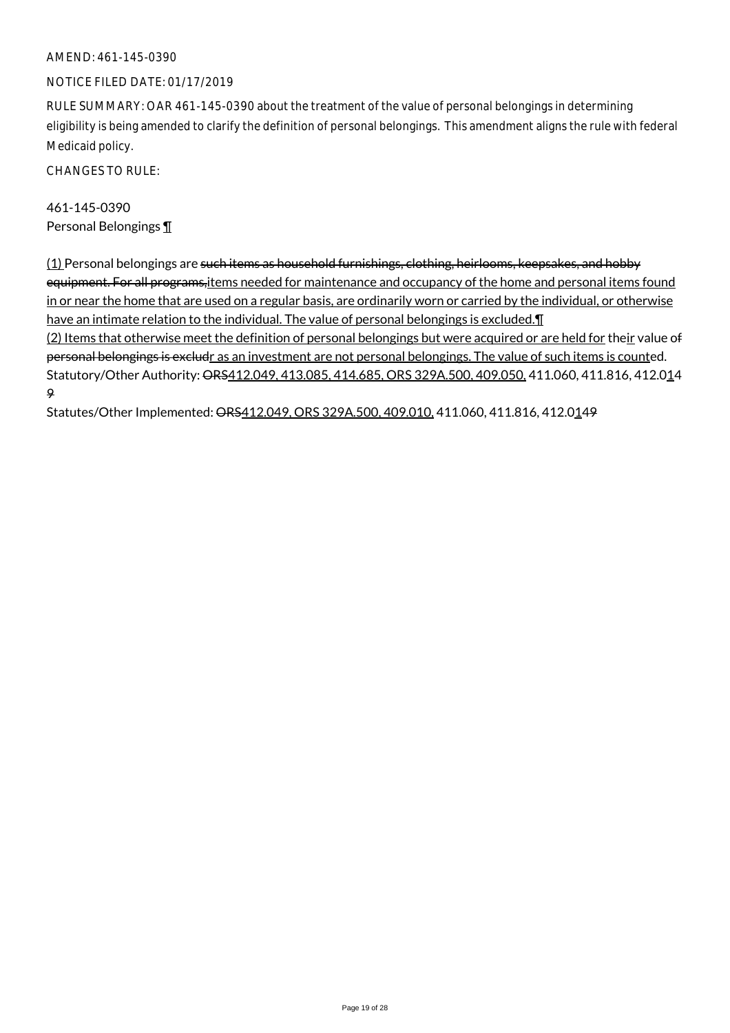AMEND: 461-145-0390

NOTICE FILED DATE: 01/17/2019

RULE SUMMARY: OAR 461-145-0390 about the treatment of the value of personal belongings in determining eligibility is being amended to clarify the definition of personal belongings. This amendment aligns the rule with federal Medicaid policy.

CHANGES TO RULE:

461-145-0390
Personal Belongings ¶

(1) Personal belongings are ~~such items as household furnishings, clothing, heirlooms, keepsakes, and hobby equipment. For all programs,~~items needed for maintenance and occupancy of the home and personal items found in or near the home that are used on a regular basis, are ordinarily worn or carried by the individual, or otherwise have an intimate relation to the individual. The value of personal belongings is excluded.¶
(2) Items that otherwise meet the definition of personal belongings but were acquired or are held for their value ~~of personal belongings is exclud~~r as an investment are not personal belongings. The value of such items is counted.
Statutory/Other Authority: ~~ORS~~412.049, 413.085, 414.685, ORS 329A.500, 409.050, 411.060, 411.816, 412.014 ~~9~~
Statutes/Other Implemented: ~~ORS~~412.049, ORS 329A.500, 409.010, 411.060, 411.816, 412.014~~9~~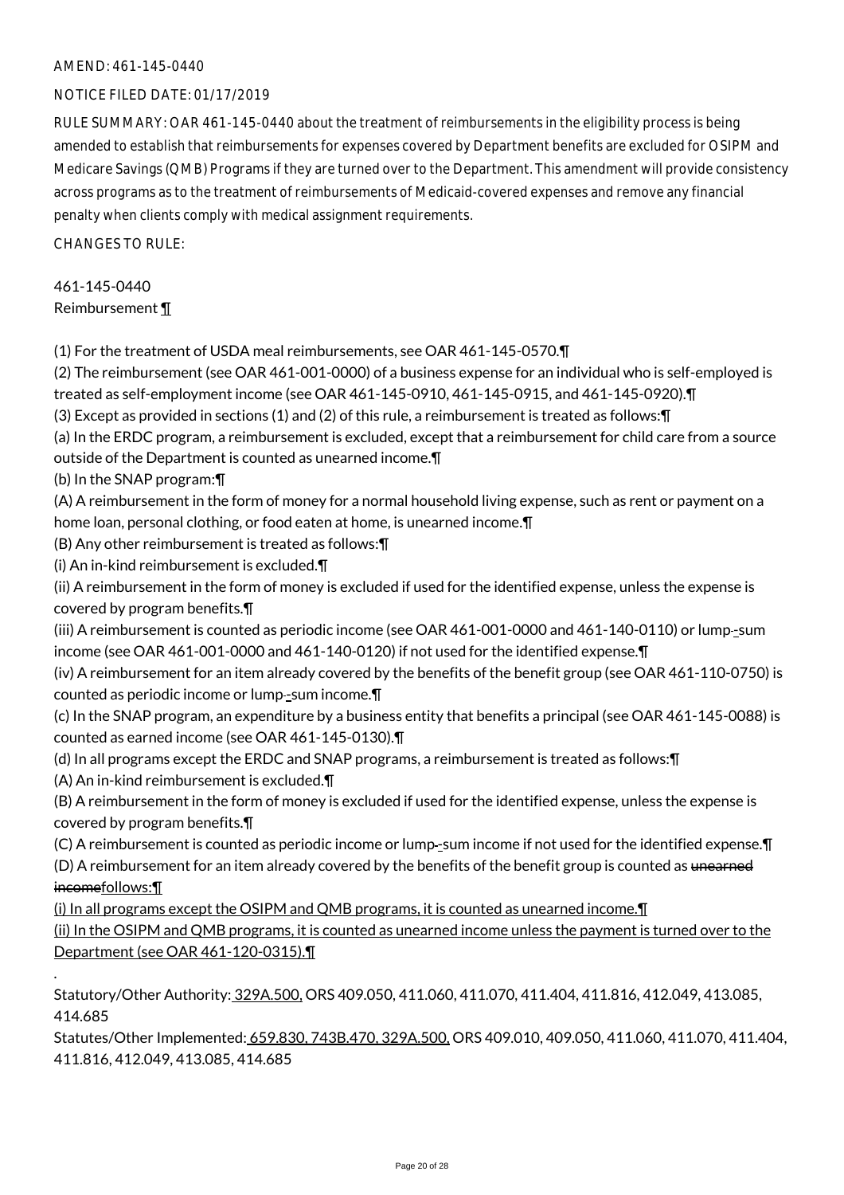AMEND: 461-145-0440

NOTICE FILED DATE: 01/17/2019

RULE SUMMARY: OAR 461-145-0440 about the treatment of reimbursements in the eligibility process is being amended to establish that reimbursements for expenses covered by Department benefits are excluded for OSIPM and Medicare Savings (QMB) Programs if they are turned over to the Department. This amendment will provide consistency across programs as to the treatment of reimbursements of Medicaid-covered expenses and remove any financial penalty when clients comply with medical assignment requirements.

CHANGES TO RULE:

461-145-0440
Reimbursement ¶

(1) For the treatment of USDA meal reimbursements, see OAR 461-145-0570.¶
(2) The reimbursement (see OAR 461-001-0000) of a business expense for an individual who is self-employed is treated as self-employment income (see OAR 461-145-0910, 461-145-0915, and 461-145-0920).¶
(3) Except as provided in sections (1) and (2) of this rule, a reimbursement is treated as follows:¶
(a) In the ERDC program, a reimbursement is excluded, except that a reimbursement for child care from a source outside of the Department is counted as unearned income.¶
(b) In the SNAP program:¶
(A) A reimbursement in the form of money for a normal household living expense, such as rent or payment on a home loan, personal clothing, or food eaten at home, is unearned income.¶
(B) Any other reimbursement is treated as follows:¶
(i) An in-kind reimbursement is excluded.¶
(ii) A reimbursement in the form of money is excluded if used for the identified expense, unless the expense is covered by program benefits.¶
(iii) A reimbursement is counted as periodic income (see OAR 461-001-0000 and 461-140-0110) or lump--sum income (see OAR 461-001-0000 and 461-140-0120) if not used for the identified expense.¶
(iv) A reimbursement for an item already covered by the benefits of the benefit group (see OAR 461-110-0750) is counted as periodic income or lump--sum income.¶
(c) In the SNAP program, an expenditure by a business entity that benefits a principal (see OAR 461-145-0088) is counted as earned income (see OAR 461-145-0130).¶
(d) In all programs except the ERDC and SNAP programs, a reimbursement is treated as follows:¶
(A) An in-kind reimbursement is excluded.¶
(B) A reimbursement in the form of money is excluded if used for the identified expense, unless the expense is covered by program benefits.¶
(C) A reimbursement is counted as periodic income or lump--sum income if not used for the identified expense.¶
(D) A reimbursement for an item already covered by the benefits of the benefit group is counted as ~~unearned income~~follows:¶
(i) In all programs except the OSIPM and QMB programs, it is counted as unearned income.¶
(ii) In the OSIPM and QMB programs, it is counted as unearned income unless the payment is turned over to the Department (see OAR 461-120-0315).¶
.
Statutory/Other Authority: 329A.500, ORS 409.050, 411.060, 411.070, 411.404, 411.816, 412.049, 413.085, 414.685
Statutes/Other Implemented: 659.830, 743B.470, 329A.500, ORS 409.010, 409.050, 411.060, 411.070, 411.404, 411.816, 412.049, 413.085, 414.685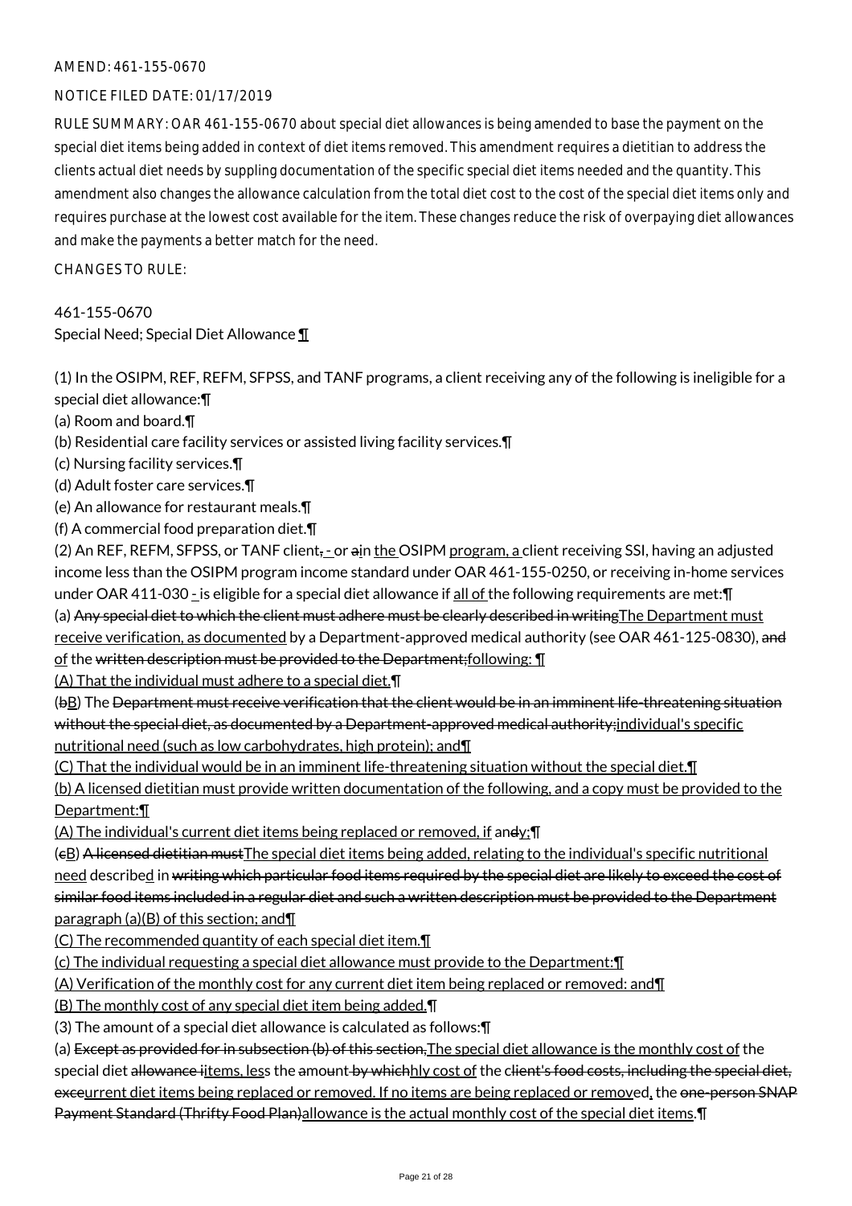AMEND: 461-155-0670

NOTICE FILED DATE: 01/17/2019

RULE SUMMARY: OAR 461-155-0670 about special diet allowances is being amended to base the payment on the special diet items being added in context of diet items removed. This amendment requires a dietitian to address the clients actual diet needs by suppling documentation of the specific special diet items needed and the quantity. This amendment also changes the allowance calculation from the total diet cost to the cost of the special diet items only and requires purchase at the lowest cost available for the item. These changes reduce the risk of overpaying diet allowances and make the payments a better match for the need.

CHANGES TO RULE:

461-155-0670
Special Need; Special Diet Allowance ¶

(1) In the OSIPM, REF, REFM, SFPSS, and TANF programs, a client receiving any of the following is ineligible for a special diet allowance:¶
(a) Room and board.¶
(b) Residential care facility services or assisted living facility services.¶
(c) Nursing facility services.¶
(d) Adult foster care services.¶
(e) An allowance for restaurant meals.¶
(f) A commercial food preparation diet.¶
(2) An REF, REFM, SFPSS, or TANF client, - or ain the OSIPM program, a client receiving SSI, having an adjusted income less than the OSIPM program income standard under OAR 461-155-0250, or receiving in-home services under OAR 411-030 - is eligible for a special diet allowance if all of the following requirements are met:¶
(a) Any special diet to which the client must adhere must be clearly described in writingThe Department must receive verification, as documented by a Department-approved medical authority (see OAR 461-125-0830), and of the written description must be provided to the Department;following: ¶
(A) That the individual must adhere to a special diet.¶
(bB) The Department must receive verification that the client would be in an imminent life-threatening situation without the special diet, as documented by a Department-approved medical authority;individual's specific nutritional need (such as low carbohydrates, high protein); and¶
(C) That the individual would be in an imminent life-threatening situation without the special diet.¶
(b) A licensed dietitian must provide written documentation of the following, and a copy must be provided to the Department:¶
(A) The individual's current diet items being replaced or removed, if andy;¶
(cB) A licensed dietitian mustThe special diet items being added, relating to the individual's specific nutritional need described in writing which particular food items required by the special diet are likely to exceed the cost of similar food items included in a regular diet and such a written description must be provided to the Department paragraph (a)(B) of this section; and¶
(C) The recommended quantity of each special diet item.¶
(c) The individual requesting a special diet allowance must provide to the Department:¶
(A) Verification of the monthly cost for any current diet item being replaced or removed: and¶
(B) The monthly cost of any special diet item being added.¶
(3) The amount of a special diet allowance is calculated as follows:¶
(a) Except as provided for in subsection (b) of this section,The special diet allowance is the monthly cost of the special diet allowance iitems, less the amount by whichhly cost of the client's food costs, including the special diet, exceurrent diet items being replaced or removed. If no items are being replaced or removed, the one-person SNAP Payment Standard (Thrifty Food Plan)allowance is the actual monthly cost of the special diet items.¶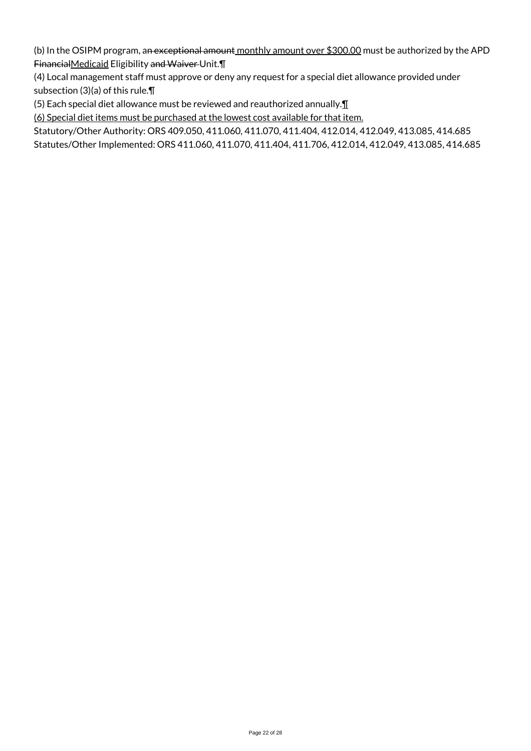(b) In the OSIPM program, a~~n exceptional amount~~ <u>monthly amount over $300.00</u> must be authorized by the APD ~~Financial~~<u>Medicaid</u> Eligibility ~~and Waiver~~ Unit.¶

(4) Local management staff must approve or deny any request for a special diet allowance provided under subsection (3)(a) of this rule.¶

(5) Each special diet allowance must be reviewed and reauthorized annually.<u>¶</u>

<u>(6) Special diet items must be purchased at the lowest cost available for that item.</u>

Statutory/Other Authority: ORS 409.050, 411.060, 411.070, 411.404, 412.014, 412.049, 413.085, 414.685

Statutes/Other Implemented: ORS 411.060, 411.070, 411.404, 411.706, 412.014, 412.049, 413.085, 414.685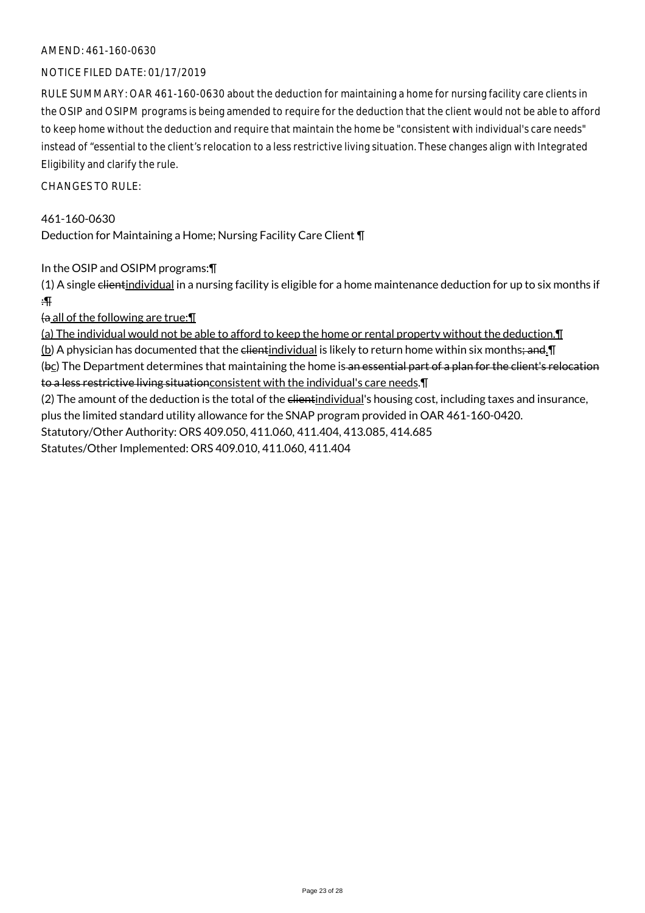AMEND: 461-160-0630

NOTICE FILED DATE: 01/17/2019

RULE SUMMARY: OAR 461-160-0630 about the deduction for maintaining a home for nursing facility care clients in the OSIP and OSIPM programs is being amended to require for the deduction that the client would not be able to afford to keep home without the deduction and require that maintain the home be "consistent with individual's care needs" instead of "essential to the client's relocation to a less restrictive living situation. These changes align with Integrated Eligibility and clarify the rule.

CHANGES TO RULE:

461-160-0630
Deduction for Maintaining a Home; Nursing Facility Care Client ¶

In the OSIP and OSIPM programs:¶

(1) A single ~~client~~individual in a nursing facility is eligible for a home maintenance deduction for up to six months if ~~:¶~~

~~(a~~ all of the following are true:¶

(a) The individual would not be able to afford to keep the home or rental property without the deduction.¶

(b) A physician has documented that the ~~client~~individual is likely to return home within six months~~; and~~.¶

(~~b~~c) The Department determines that maintaining the home is ~~an essential part of a plan for the client's relocation to a less restrictive living situation~~consistent with the individual's care needs.¶

(2) The amount of the deduction is the total of the ~~client~~individual's housing cost, including taxes and insurance, plus the limited standard utility allowance for the SNAP program provided in OAR 461-160-0420.

Statutory/Other Authority: ORS 409.050, 411.060, 411.404, 413.085, 414.685

Statutes/Other Implemented: ORS 409.010, 411.060, 411.404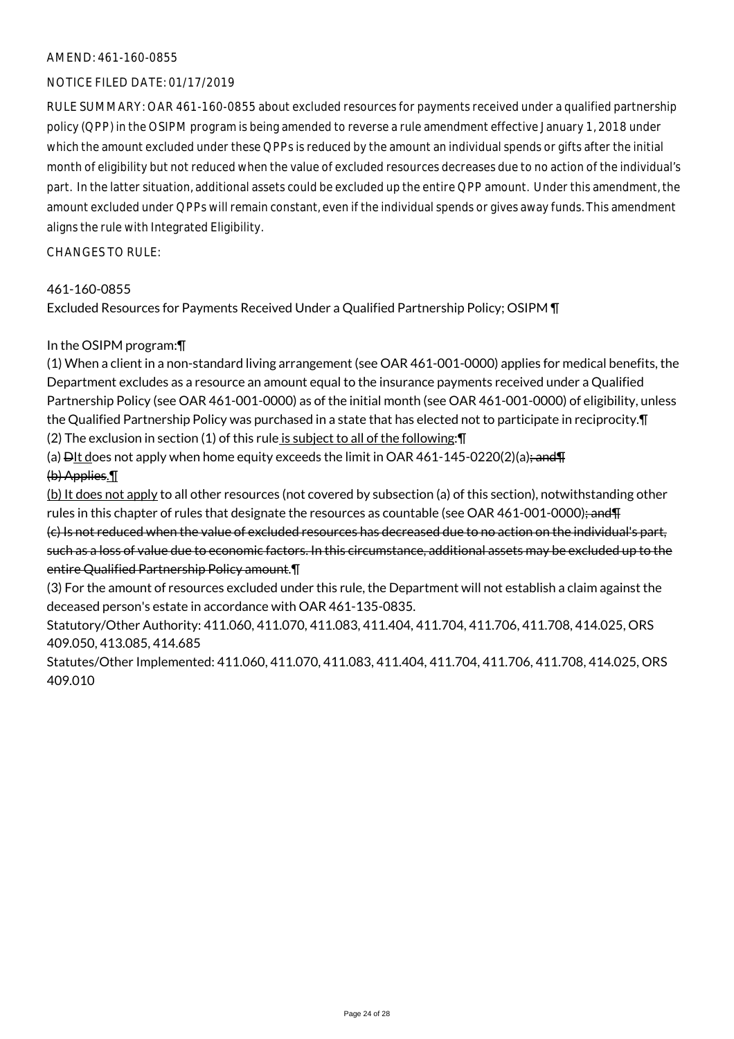AMEND: 461-160-0855

NOTICE FILED DATE: 01/17/2019

RULE SUMMARY: OAR 461-160-0855 about excluded resources for payments received under a qualified partnership policy (QPP) in the OSIPM program is being amended to reverse a rule amendment effective January 1, 2018 under which the amount excluded under these QPPs is reduced by the amount an individual spends or gifts after the initial month of eligibility but not reduced when the value of excluded resources decreases due to no action of the individual's part. In the latter situation, additional assets could be excluded up the entire QPP amount. Under this amendment, the amount excluded under QPPs will remain constant, even if the individual spends or gives away funds. This amendment aligns the rule with Integrated Eligibility.

CHANGES TO RULE:

461-160-0855
Excluded Resources for Payments Received Under a Qualified Partnership Policy; OSIPM ¶

In the OSIPM program:¶
(1) When a client in a non-standard living arrangement (see OAR 461-001-0000) applies for medical benefits, the Department excludes as a resource an amount equal to the insurance payments received under a Qualified Partnership Policy (see OAR 461-001-0000) as of the initial month (see OAR 461-001-0000) of eligibility, unless the Qualified Partnership Policy was purchased in a state that has elected not to participate in reciprocity.¶
(2) The exclusion in section (1) of this rule ~~:~~ is subject to all of the following:¶
(a) ~~D~~It does not apply when home equity exceeds the limit in OAR 461-145-0220(2)(a)~~; and¶~~
~~(b) Applies.¶~~
(b) It does not apply to all other resources (not covered by subsection (a) of this section), notwithstanding other rules in this chapter of rules that designate the resources as countable (see OAR 461-001-0000)~~; and¶~~
~~(c) Is not reduced when the value of excluded resources has decreased due to no action on the individual's part, such as a loss of value due to economic factors. In this circumstance, additional assets may be excluded up to the entire Qualified Partnership Policy amount.¶~~
(3) For the amount of resources excluded under this rule, the Department will not establish a claim against the deceased person's estate in accordance with OAR 461-135-0835.

Statutory/Other Authority: 411.060, 411.070, 411.083, 411.404, 411.704, 411.706, 411.708, 414.025, ORS 409.050, 413.085, 414.685

Statutes/Other Implemented: 411.060, 411.070, 411.083, 411.404, 411.704, 411.706, 411.708, 414.025, ORS 409.010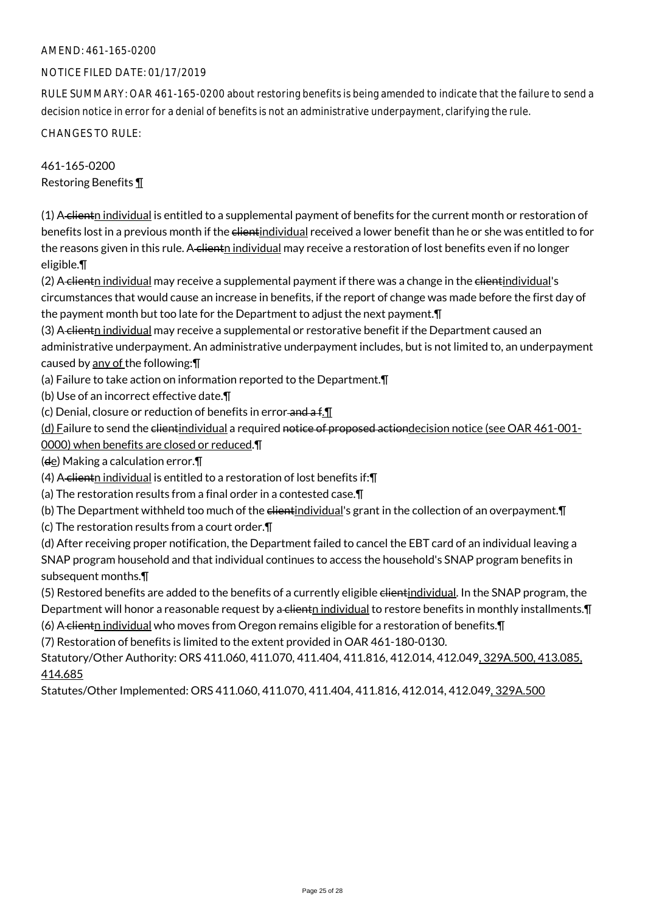AMEND: 461-165-0200

NOTICE FILED DATE: 01/17/2019

RULE SUMMARY: OAR 461-165-0200 about restoring benefits is being amended to indicate that the failure to send a decision notice in error for a denial of benefits is not an administrative underpayment, clarifying the rule.

CHANGES TO RULE:

461-165-0200
Restoring Benefits ¶

(1) A clientn individual is entitled to a supplemental payment of benefits for the current month or restoration of benefits lost in a previous month if the clientindividual received a lower benefit than he or she was entitled to for the reasons given in this rule. A clientn individual may receive a restoration of lost benefits even if no longer eligible.¶
(2) A clientn individual may receive a supplemental payment if there was a change in the clientindividual's circumstances that would cause an increase in benefits, if the report of change was made before the first day of the payment month but too late for the Department to adjust the next payment.¶
(3) A clientn individual may receive a supplemental or restorative benefit if the Department caused an administrative underpayment. An administrative underpayment includes, but is not limited to, an underpayment caused by any of the following:¶
(a) Failure to take action on information reported to the Department.¶
(b) Use of an incorrect effective date.¶
(c) Denial, closure or reduction of benefits in error and a f.¶
(d) Failure to send the clientindividual a required notice of proposed actiondecision notice (see OAR 461-001-0000) when benefits are closed or reduced.¶
(de) Making a calculation error.¶
(4) A clientn individual is entitled to a restoration of lost benefits if:¶
(a) The restoration results from a final order in a contested case.¶
(b) The Department withheld too much of the clientindividual's grant in the collection of an overpayment.¶
(c) The restoration results from a court order.¶
(d) After receiving proper notification, the Department failed to cancel the EBT card of an individual leaving a SNAP program household and that individual continues to access the household's SNAP program benefits in subsequent months.¶
(5) Restored benefits are added to the benefits of a currently eligible clientindividual. In the SNAP program, the Department will honor a reasonable request by a clientn individual to restore benefits in monthly installments.¶
(6) A clientn individual who moves from Oregon remains eligible for a restoration of benefits.¶
(7) Restoration of benefits is limited to the extent provided in OAR 461-180-0130.
Statutory/Other Authority: ORS 411.060, 411.070, 411.404, 411.816, 412.014, 412.049, 329A.500, 413.085, 414.685
Statutes/Other Implemented: ORS 411.060, 411.070, 411.404, 411.816, 412.014, 412.049, 329A.500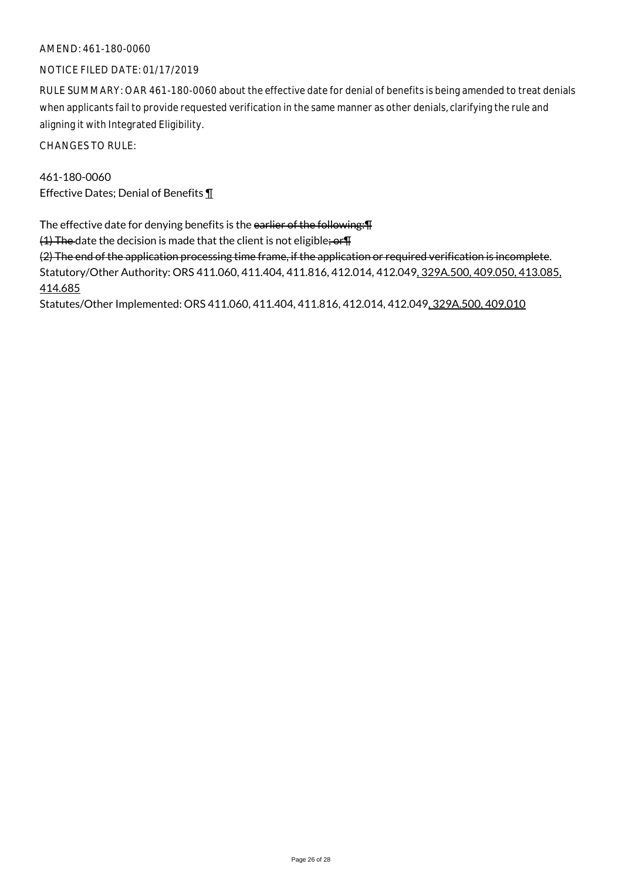AMEND: 461-180-0060

NOTICE FILED DATE: 01/17/2019

RULE SUMMARY: OAR 461-180-0060 about the effective date for denial of benefits is being amended to treat denials when applicants fail to provide requested verification in the same manner as other denials, clarifying the rule and aligning it with Integrated Eligibility.

CHANGES TO RULE:

461-180-0060
Effective Dates; Denial of Benefits ¶

The effective date for denying benefits is the ~~earlier of the following:¶~~
~~(1) The~~ date the decision is made that the client is not eligible~~; or¶~~
~~(2) The end of the application processing time frame, if the application or required verification is incomplete~~.
Statutory/Other Authority: ORS 411.060, 411.404, 411.816, 412.014, 412.049, 329A.500, 409.050, 413.085, 414.685
Statutes/Other Implemented: ORS 411.060, 411.404, 411.816, 412.014, 412.049, 329A.500, 409.010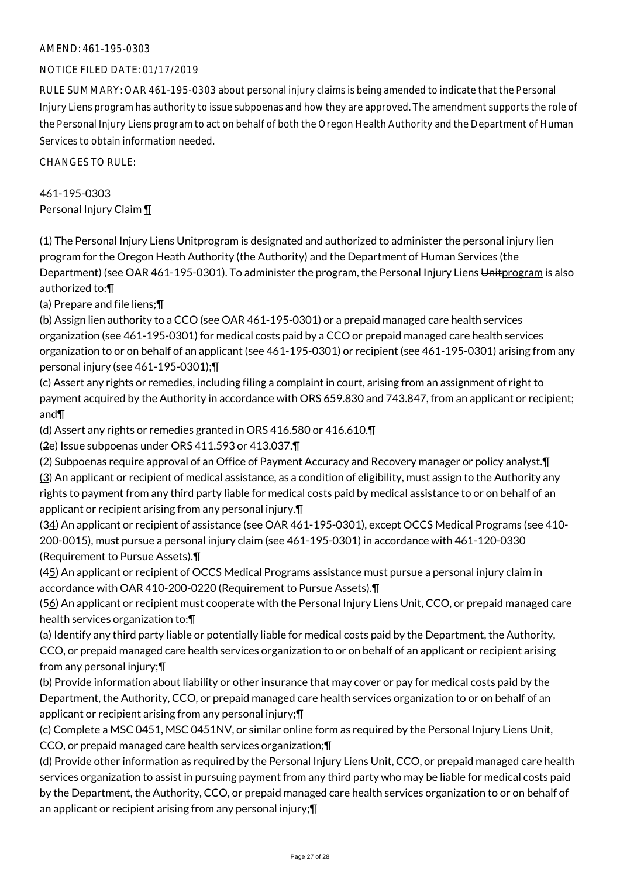AMEND: 461-195-0303

NOTICE FILED DATE: 01/17/2019

RULE SUMMARY: OAR 461-195-0303 about personal injury claims is being amended to indicate that the Personal Injury Liens program has authority to issue subpoenas and how they are approved. The amendment supports the role of the Personal Injury Liens program to act on behalf of both the Oregon Health Authority and the Department of Human Services to obtain information needed.

CHANGES TO RULE:

461-195-0303
Personal Injury Claim ¶

(1) The Personal Injury Liens ~~Unit~~program is designated and authorized to administer the personal injury lien program for the Oregon Heath Authority (the Authority) and the Department of Human Services (the Department) (see OAR 461-195-0301). To administer the program, the Personal Injury Liens ~~Unit~~program is also authorized to:¶

(a) Prepare and file liens;¶

(b) Assign lien authority to a CCO (see OAR 461-195-0301) or a prepaid managed care health services organization (see 461-195-0301) for medical costs paid by a CCO or prepaid managed care health services organization to or on behalf of an applicant (see 461-195-0301) or recipient (see 461-195-0301) arising from any personal injury (see 461-195-0301);¶

(c) Assert any rights or remedies, including filing a complaint in court, arising from an assignment of right to payment acquired by the Authority in accordance with ORS 659.830 and 743.847, from an applicant or recipient; and¶

(d) Assert any rights or remedies granted in ORS 416.580 or 416.610.¶

(~~2~~e) Issue subpoenas under ORS 411.593 or 413.037.¶

(2) Subpoenas require approval of an Office of Payment Accuracy and Recovery manager or policy analyst.¶

(3) An applicant or recipient of medical assistance, as a condition of eligibility, must assign to the Authority any rights to payment from any third party liable for medical costs paid by medical assistance to or on behalf of an applicant or recipient arising from any personal injury.¶

(~~3~~4) An applicant or recipient of assistance (see OAR 461-195-0301), except OCCS Medical Programs (see 410-200-0015), must pursue a personal injury claim (see 461-195-0301) in accordance with 461-120-0330 (Requirement to Pursue Assets).¶

(~~4~~5) An applicant or recipient of OCCS Medical Programs assistance must pursue a personal injury claim in accordance with OAR 410-200-0220 (Requirement to Pursue Assets).¶

(~~5~~6) An applicant or recipient must cooperate with the Personal Injury Liens Unit, CCO, or prepaid managed care health services organization to:¶

(a) Identify any third party liable or potentially liable for medical costs paid by the Department, the Authority, CCO, or prepaid managed care health services organization to or on behalf of an applicant or recipient arising from any personal injury;¶

(b) Provide information about liability or other insurance that may cover or pay for medical costs paid by the Department, the Authority, CCO, or prepaid managed care health services organization to or on behalf of an applicant or recipient arising from any personal injury;¶

(c) Complete a MSC 0451, MSC 0451NV, or similar online form as required by the Personal Injury Liens Unit, CCO, or prepaid managed care health services organization;¶

(d) Provide other information as required by the Personal Injury Liens Unit, CCO, or prepaid managed care health services organization to assist in pursuing payment from any third party who may be liable for medical costs paid by the Department, the Authority, CCO, or prepaid managed care health services organization to or on behalf of an applicant or recipient arising from any personal injury;¶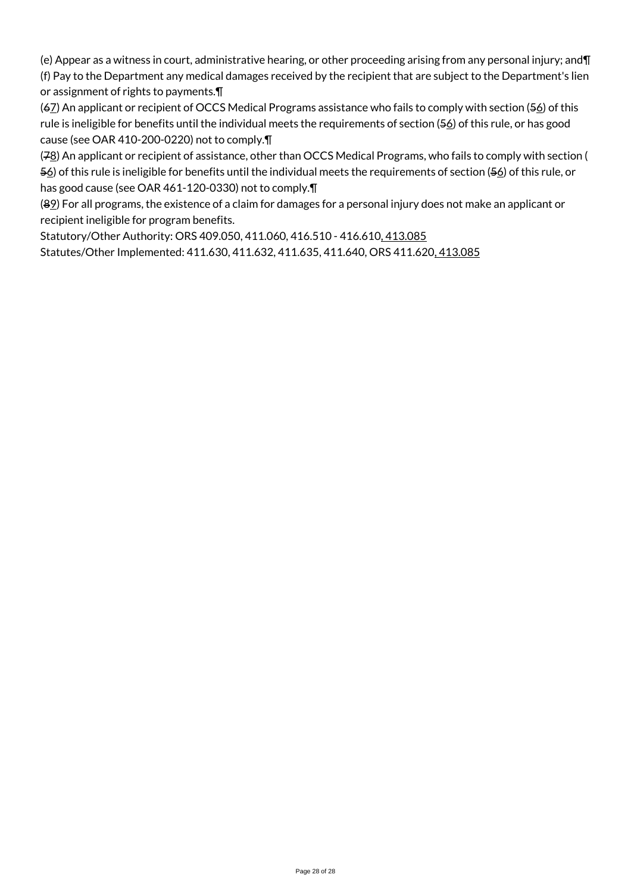(e) Appear as a witness in court, administrative hearing, or other proceeding arising from any personal injury; and¶
(f) Pay to the Department any medical damages received by the recipient that are subject to the Department's lien or assignment of rights to payments.¶
(~~6~~7) An applicant or recipient of OCCS Medical Programs assistance who fails to comply with section (~~5~~6) of this rule is ineligible for benefits until the individual meets the requirements of section (~~5~~6) of this rule, or has good cause (see OAR 410-200-0220) not to comply.¶
(~~7~~8) An applicant or recipient of assistance, other than OCCS Medical Programs, who fails to comply with section (~~5~~6) of this rule is ineligible for benefits until the individual meets the requirements of section (~~5~~6) of this rule, or has good cause (see OAR 461-120-0330) not to comply.¶
(~~8~~9) For all programs, the existence of a claim for damages for a personal injury does not make an applicant or recipient ineligible for program benefits.

Statutory/Other Authority: ORS 409.050, 411.060, 416.510 - 416.610, 413.085
Statutes/Other Implemented: 411.630, 411.632, 411.635, 411.640, ORS 411.620, 413.085